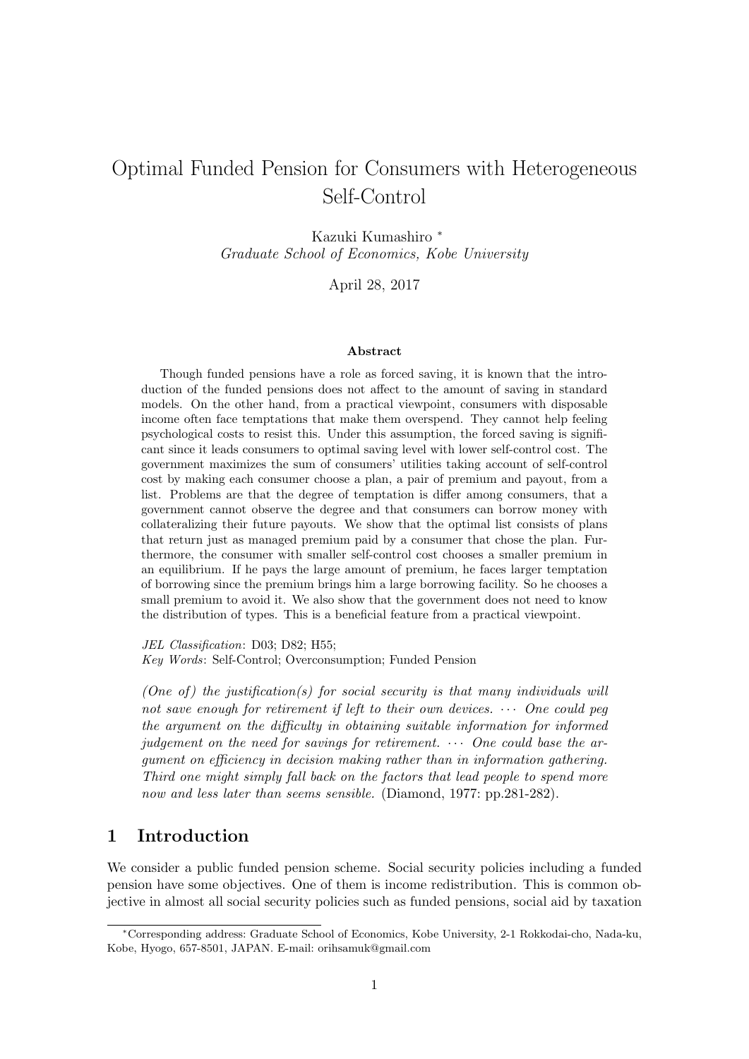# Optimal Funded Pension for Consumers with Heterogeneous Self-Control

Kazuki Kumashiro [*]

*Graduate School of Economics, Kobe University*

April 28, 2017

### Abstract

Though funded pensions have a role as forced saving, it is known that the introduction of the funded pensions does not affect to the amount of saving in standard models. On the other hand, from a practical viewpoint, consumers with disposable income often face temptations that make them overspend. They cannot help feeling psychological costs to resist this. Under this assumption, the forced saving is significant since it leads consumers to optimal saving level with lower self-control cost. The government maximizes the sum of consumers' utilities taking account of self-control cost by making each consumer choose a plan, a pair of premium and payout, from a list. Problems are that the degree of temptation is differ among consumers, that a government cannot observe the degree and that consumers can borrow money with collateralizing their future payouts. We show that the optimal list consists of plans that return just as managed premium paid by a consumer that chose the plan. Furthermore, the consumer with smaller self-control cost chooses a smaller premium in an equilibrium. If he pays the large amount of premium, he faces larger temptation of borrowing since the premium brings him a large borrowing facility. So he chooses a small premium to avoid it. We also show that the government does not need to know the distribution of types. This is a beneficial feature from a practical viewpoint.

*JEL Classification*: D03; D82; H55;
*Key Words*: Self-Control; Overconsumption; Funded Pension

*(One of) the justification(s) for social security is that many individuals will not save enough for retirement if left to their own devices. $\cdots$ One could peg the argument on the difficulty in obtaining suitable information for informed judgement on the need for savings for retirement. $\cdots$ One could base the argument on efficiency in decision making rather than in information gathering. Third one might simply fall back on the factors that lead people to spend more now and less later than seems sensible.* (Diamond, 1977: pp.281-282).

## 1 Introduction

We consider a public funded pension scheme. Social security policies including a funded pension have some objectives. One of them is income redistribution. This is common objective in almost all social security policies such as funded pensions, social aid by taxation

[*] Corresponding address: Graduate School of Economics, Kobe University, 2-1 Rokkodai-cho, Nada-ku, Kobe, Hyogo, 657-8501, JAPAN. E-mail: orihsamuk@gmail.com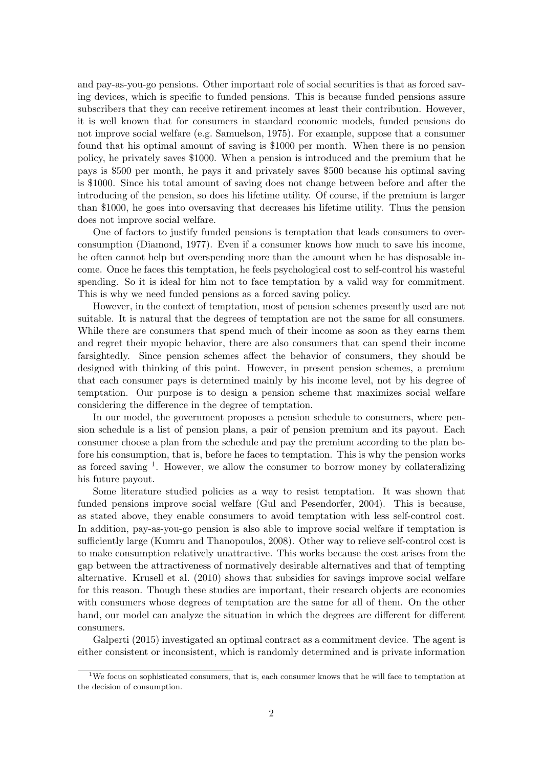and pay-as-you-go pensions. Other important role of social securities is that as forced saving devices, which is specific to funded pensions. This is because funded pensions assure subscribers that they can receive retirement incomes at least their contribution. However, it is well known that for consumers in standard economic models, funded pensions do not improve social welfare (e.g. Samuelson, 1975). For example, suppose that a consumer found that his optimal amount of saving is \$1000 per month. When there is no pension policy, he privately saves \$1000. When a pension is introduced and the premium that he pays is \$500 per month, he pays it and privately saves \$500 because his optimal saving is \$1000. Since his total amount of saving does not change between before and after the introducing of the pension, so does his lifetime utility. Of course, if the premium is larger than \$1000, he goes into oversaving that decreases his lifetime utility. Thus the pension does not improve social welfare.

One of factors to justify funded pensions is temptation that leads consumers to overconsumption (Diamond, 1977). Even if a consumer knows how much to save his income, he often cannot help but overspending more than the amount when he has disposable income. Once he faces this temptation, he feels psychological cost to self-control his wasteful spending. So it is ideal for him not to face temptation by a valid way for commitment. This is why we need funded pensions as a forced saving policy.

However, in the context of temptation, most of pension schemes presently used are not suitable. It is natural that the degrees of temptation are not the same for all consumers. While there are consumers that spend much of their income as soon as they earns them and regret their myopic behavior, there are also consumers that can spend their income farsightedly. Since pension schemes affect the behavior of consumers, they should be designed with thinking of this point. However, in present pension schemes, a premium that each consumer pays is determined mainly by his income level, not by his degree of temptation. Our purpose is to design a pension scheme that maximizes social welfare considering the difference in the degree of temptation.

In our model, the government proposes a pension schedule to consumers, where pension schedule is a list of pension plans, a pair of pension premium and its payout. Each consumer choose a plan from the schedule and pay the premium according to the plan before his consumption, that is, before he faces to temptation. This is why the pension works as forced saving [1]. However, we allow the consumer to borrow money by collateralizing his future payout.

Some literature studied policies as a way to resist temptation. It was shown that funded pensions improve social welfare (Gul and Pesendorfer, 2004). This is because, as stated above, they enable consumers to avoid temptation with less self-control cost. In addition, pay-as-you-go pension is also able to improve social welfare if temptation is sufficiently large (Kumru and Thanopoulos, 2008). Other way to relieve self-control cost is to make consumption relatively unattractive. This works because the cost arises from the gap between the attractiveness of normatively desirable alternatives and that of tempting alternative. Krusell et al. (2010) shows that subsidies for savings improve social welfare for this reason. Though these studies are important, their research objects are economies with consumers whose degrees of temptation are the same for all of them. On the other hand, our model can analyze the situation in which the degrees are different for different consumers.

Galperti (2015) investigated an optimal contract as a commitment device. The agent is either consistent or inconsistent, which is randomly determined and is private information

[1] We focus on sophisticated consumers, that is, each consumer knows that he will face to temptation at the decision of consumption.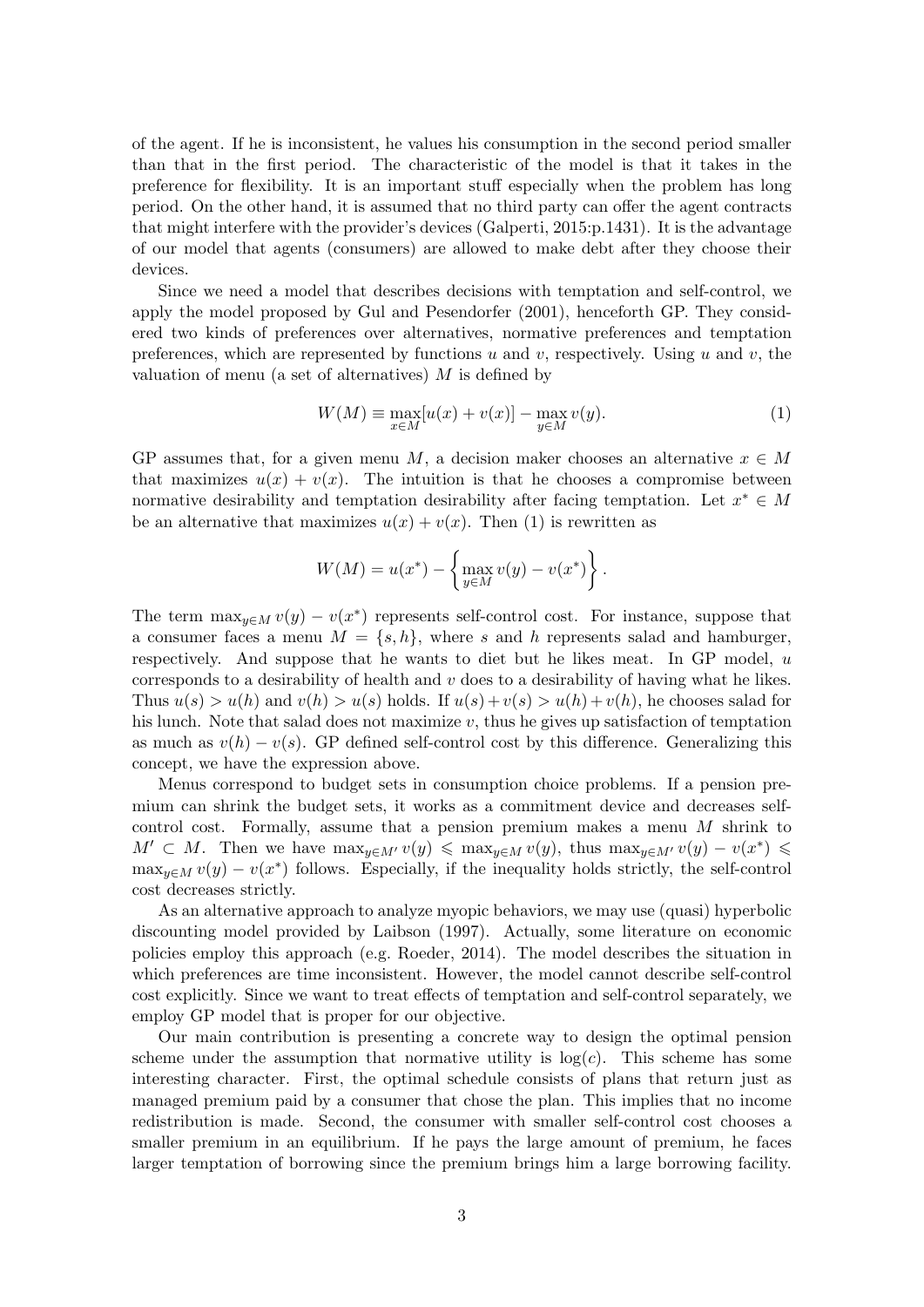of the agent. If he is inconsistent, he values his consumption in the second period smaller than that in the first period. The characteristic of the model is that it takes in the preference for flexibility. It is an important stuff especially when the problem has long period. On the other hand, it is assumed that no third party can offer the agent contracts that might interfere with the provider's devices (Galperti, 2015:p.1431). It is the advantage of our model that agents (consumers) are allowed to make debt after they choose their devices.

Since we need a model that describes decisions with temptation and self-control, we apply the model proposed by Gul and Pesendorfer (2001), henceforth GP. They considered two kinds of preferences over alternatives, normative preferences and temptation preferences, which are represented by functions $u$ and $v$, respectively. Using $u$ and $v$, the valuation of menu (a set of alternatives) $M$ is defined by

$$W(M) \equiv \max_{x \in M}[u(x) + v(x)] - \max_{y \in M} v(y). \tag{1}$$

GP assumes that, for a given menu $M$, a decision maker chooses an alternative $x \in M$ that maximizes $u(x) + v(x)$. The intuition is that he chooses a compromise between normative desirability and temptation desirability after facing temptation. Let $x^* \in M$ be an alternative that maximizes $u(x) + v(x)$. Then (1) is rewritten as

$$W(M) = u(x^*) - \left\{ \max_{y \in M} v(y) - v(x^*) \right\}.$$

The term $\max_{y \in M} v(y) - v(x^*)$ represents self-control cost. For instance, suppose that a consumer faces a menu $M = \{s, h\}$, where $s$ and $h$ represents salad and hamburger, respectively. And suppose that he wants to diet but he likes meat. In GP model, $u$ corresponds to a desirability of health and $v$ does to a desirability of having what he likes. Thus $u(s) > u(h)$ and $v(h) > u(s)$ holds. If $u(s) + v(s) > u(h) + v(h)$, he chooses salad for his lunch. Note that salad does not maximize $v$, thus he gives up satisfaction of temptation as much as $v(h) - v(s)$. GP defined self-control cost by this difference. Generalizing this concept, we have the expression above.

Menus correspond to budget sets in consumption choice problems. If a pension premium can shrink the budget sets, it works as a commitment device and decreases self-control cost. Formally, assume that a pension premium makes a menu $M$ shrink to $M' \subset M$. Then we have $\max_{y \in M'} v(y) \leqslant \max_{y \in M} v(y)$, thus $\max_{y \in M'} v(y) - v(x^*) \leqslant \max_{y \in M} v(y) - v(x^*)$ follows. Especially, if the inequality holds strictly, the self-control cost decreases strictly.

As an alternative approach to analyze myopic behaviors, we may use (quasi) hyperbolic discounting model provided by Laibson (1997). Actually, some literature on economic policies employ this approach (e.g. Roeder, 2014). The model describes the situation in which preferences are time inconsistent. However, the model cannot describe self-control cost explicitly. Since we want to treat effects of temptation and self-control separately, we employ GP model that is proper for our objective.

Our main contribution is presenting a concrete way to design the optimal pension scheme under the assumption that normative utility is $\log(c)$. This scheme has some interesting character. First, the optimal schedule consists of plans that return just as managed premium paid by a consumer that chose the plan. This implies that no income redistribution is made. Second, the consumer with smaller self-control cost chooses a smaller premium in an equilibrium. If he pays the large amount of premium, he faces larger temptation of borrowing since the premium brings him a large borrowing facility.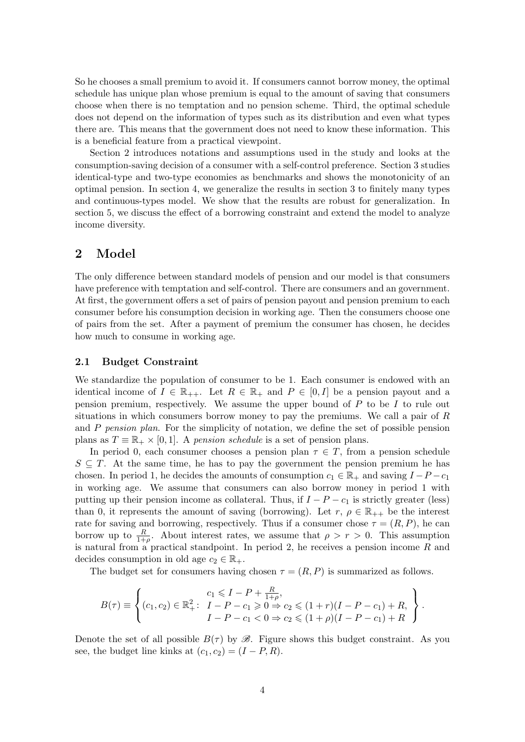So he chooses a small premium to avoid it. If consumers cannot borrow money, the optimal schedule has unique plan whose premium is equal to the amount of saving that consumers choose when there is no temptation and no pension scheme. Third, the optimal schedule does not depend on the information of types such as its distribution and even what types there are. This means that the government does not need to know these information. This is a beneficial feature from a practical viewpoint.

Section 2 introduces notations and assumptions used in the study and looks at the consumption-saving decision of a consumer with a self-control preference. Section 3 studies identical-type and two-type economies as benchmarks and shows the monotonicity of an optimal pension. In section 4, we generalize the results in section 3 to finitely many types and continuous-types model. We show that the results are robust for generalization. In section 5, we discuss the effect of a borrowing constraint and extend the model to analyze income diversity.

## 2 Model

The only difference between standard models of pension and our model is that consumers have preference with temptation and self-control. There are consumers and an government. At first, the government offers a set of pairs of pension payout and pension premium to each consumer before his consumption decision in working age. Then the consumers choose one of pairs from the set. After a payment of premium the consumer has chosen, he decides how much to consume in working age.

### 2.1 Budget Constraint

We standardize the population of consumer to be 1. Each consumer is endowed with an identical income of $I \in \mathbb{R}_{++}$. Let $R \in \mathbb{R}_+$ and $P \in [0, I]$ be a pension payout and a pension premium, respectively. We assume the upper bound of $P$ to be $I$ to rule out situations in which consumers borrow money to pay the premiums. We call a pair of $R$ and $P$ *pension plan*. For the simplicity of notation, we define the set of possible pension plans as $T \equiv \mathbb{R}_+ \times [0, 1]$. A *pension schedule* is a set of pension plans.

In period 0, each consumer chooses a pension plan $\tau \in T$, from a pension schedule $S \subseteq T$. At the same time, he has to pay the government the pension premium he has chosen. In period 1, he decides the amounts of consumption $c_1 \in \mathbb{R}_+$ and saving $I - P - c_1$ in working age. We assume that consumers can also borrow money in period 1 with putting up their pension income as collateral. Thus, if $I - P - c_1$ is strictly greater (less) than 0, it represents the amount of saving (borrowing). Let $r$, $\rho \in \mathbb{R}_{++}$ be the interest rate for saving and borrowing, respectively. Thus if a consumer chose $\tau = (R, P)$, he can borrow up to $\frac{R}{1+\rho}$. About interest rates, we assume that $\rho > r > 0$. This assumption is natural from a practical standpoint. In period 2, he receives a pension income $R$ and decides consumption in old age $c_2 \in \mathbb{R}_+$.

The budget set for consumers having chosen $\tau = (R, P)$ is summarized as follows.

$$
B(\tau) \equiv \left\{ (c_1, c_2) \in \mathbb{R}_+^2 : \begin{array}{c} c_1 \leqslant I - P + \frac{R}{1+\rho}, \\ I - P - c_1 \geqslant 0 \Rightarrow c_2 \leqslant (1+r)(I - P - c_1) + R, \\ I - P - c_1 < 0 \Rightarrow c_2 \leqslant (1+\rho)(I - P - c_1) + R \end{array} \right\}.
$$

Denote the set of all possible $B(\tau)$ by $\mathscr{B}$. Figure shows this budget constraint. As you see, the budget line kinks at $(c_1, c_2) = (I - P, R)$.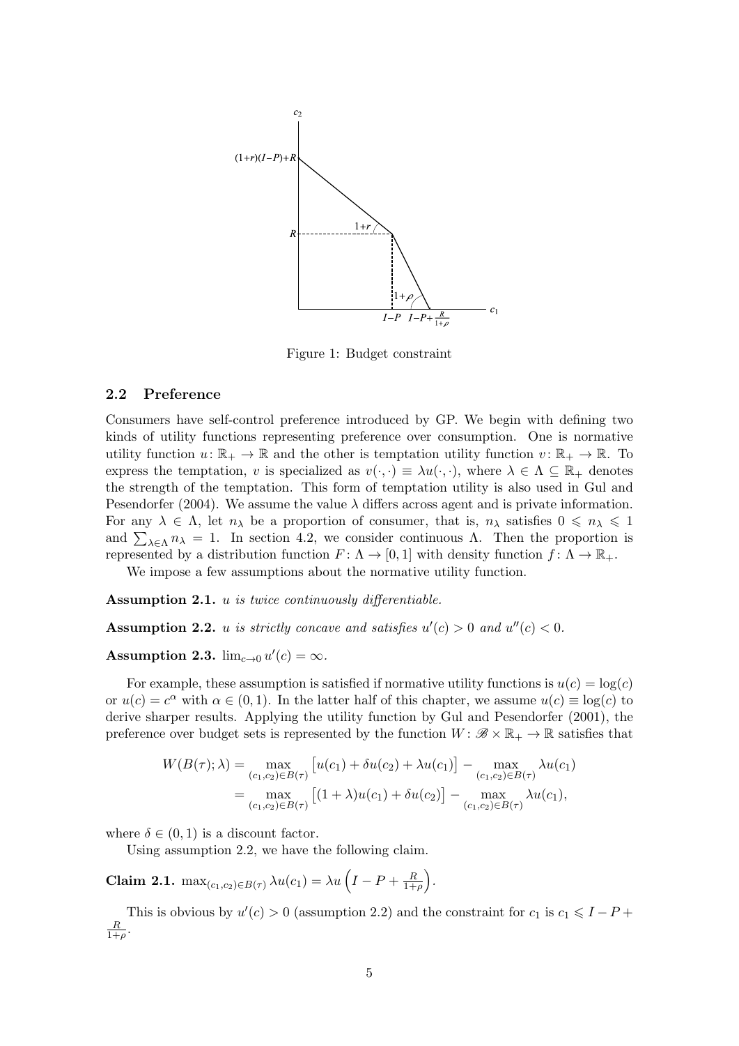Figure 1: Budget constraint

### 2.2 Preference

Consumers have self-control preference introduced by GP. We begin with defining two kinds of utility functions representing preference over consumption. One is normative utility function $u\colon \mathbb{R}_+ \to \mathbb{R}$ and the other is temptation utility function $v\colon \mathbb{R}_+ \to \mathbb{R}$. To express the temptation, $v$ is specialized as $v(\cdot,\cdot) \equiv \lambda u(\cdot,\cdot)$, where $\lambda \in \Lambda \subseteq \mathbb{R}_+$ denotes the strength of the temptation. This form of temptation utility is also used in Gul and Pesendorfer (2004). We assume the value $\lambda$ differs across agent and is private information. For any $\lambda \in \Lambda$, let $n_\lambda$ be a proportion of consumer, that is, $n_\lambda$ satisfies $0 \leqslant n_\lambda \leqslant 1$ and $\sum_{\lambda\in\Lambda} n_\lambda = 1$. In section 4.2, we consider continuous $\Lambda$. Then the proportion is represented by a distribution function $F\colon \Lambda \to [0,1]$ with density function $f\colon \Lambda \to \mathbb{R}_+$.

We impose a few assumptions about the normative utility function.

**Assumption 2.1.** *$u$ is twice continuously differentiable.*

**Assumption 2.2.** *$u$ is strictly concave and satisfies $u'(c) > 0$ and $u''(c) < 0$.*

**Assumption 2.3.** $\lim_{c\to 0} u'(c) = \infty$.

For example, these assumption is satisfied if normative utility functions is $u(c) = \log(c)$ or $u(c) = c^\alpha$ with $\alpha \in (0,1)$. In the latter half of this chapter, we assume $u(c) \equiv \log(c)$ to derive sharper results. Applying the utility function by Gul and Pesendorfer (2001), the preference over budget sets is represented by the function $W\colon \mathscr{B} \times \mathbb{R}_+ \to \mathbb{R}$ satisfies that

$$
\begin{aligned}
W(B(\tau);\lambda) &= \max_{(c_1,c_2)\in B(\tau)} \left[u(c_1) + \delta u(c_2) + \lambda u(c_1)\right] - \max_{(c_1,c_2)\in B(\tau)} \lambda u(c_1) \\
&= \max_{(c_1,c_2)\in B(\tau)} \left[(1+\lambda)u(c_1) + \delta u(c_2)\right] - \max_{(c_1,c_2)\in B(\tau)} \lambda u(c_1),
\end{aligned}
$$

where $\delta \in (0,1)$ is a discount factor.

Using assumption 2.2, we have the following claim.

**Claim 2.1.** $\max_{(c_1,c_2)\in B(\tau)} \lambda u(c_1) = \lambda u\left(I - P + \frac{R}{1+\rho}\right)$.

This is obvious by $u'(c) > 0$ (assumption 2.2) and the constraint for $c_1$ is $c_1 \leqslant I - P + \frac{R}{1+\rho}$.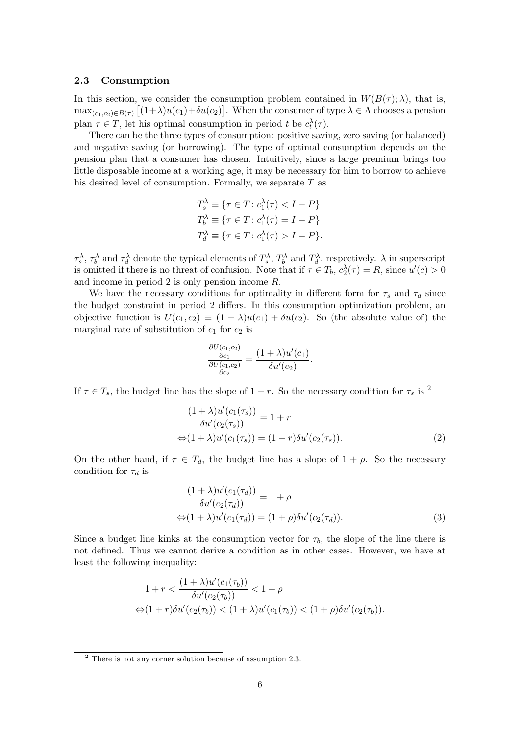### 2.3 Consumption

In this section, we consider the consumption problem contained in $W(B(\tau);\lambda)$, that is, $\max_{(c_1,c_2)\in B(\tau)}\left[(1+\lambda)u(c_1)+\delta u(c_2)\right]$. When the consumer of type $\lambda \in \Lambda$ chooses a pension plan $\tau \in T$, let his optimal consumption in period $t$ be $c_t^\lambda(\tau)$.

There can be the three types of consumption: positive saving, zero saving (or balanced) and negative saving (or borrowing). The type of optimal consumption depends on the pension plan that a consumer has chosen. Intuitively, since a large premium brings too little disposable income at a working age, it may be necessary for him to borrow to achieve his desired level of consumption. Formally, we separate $T$ as

$$
\begin{aligned}
T_s^\lambda &\equiv \{\tau \in T \colon c_1^\lambda(\tau) < I - P\} \\
T_b^\lambda &\equiv \{\tau \in T \colon c_1^\lambda(\tau) = I - P\} \\
T_d^\lambda &\equiv \{\tau \in T \colon c_1^\lambda(\tau) > I - P\}.
\end{aligned}
$$

$\tau_s^\lambda$, $\tau_b^\lambda$ and $\tau_d^\lambda$ denote the typical elements of $T_s^\lambda$, $T_b^\lambda$ and $T_d^\lambda$, respectively. $\lambda$ in superscript is omitted if there is no threat of confusion. Note that if $\tau \in T_b$, $c_2^\lambda(\tau) = R$, since $u'(c) > 0$ and income in period 2 is only pension income $R$.

We have the necessary conditions for optimality in different form for $\tau_s$ and $\tau_d$ since the budget constraint in period 2 differs. In this consumption optimization problem, an objective function is $U(c_1, c_2) \equiv (1+\lambda)u(c_1) + \delta u(c_2)$. So (the absolute value of) the marginal rate of substitution of $c_1$ for $c_2$ is

$$
\frac{\frac{\partial U(c_1,c_2)}{\partial c_1}}{\frac{\partial U(c_1,c_2)}{\partial c_2}} = \frac{(1+\lambda)u'(c_1)}{\delta u'(c_2)}.
$$

If $\tau \in T_s$, the budget line has the slope of $1+r$. So the necessary condition for $\tau_s$ is [2]

$$
\begin{aligned}
&\frac{(1+\lambda)u'(c_1(\tau_s))}{\delta u'(c_2(\tau_s))} = 1 + r \\
\Leftrightarrow &(1+\lambda)u'(c_1(\tau_s)) = (1+r)\delta u'(c_2(\tau_s)). \qquad (2)
\end{aligned}
$$

On the other hand, if $\tau \in T_d$, the budget line has a slope of $1+\rho$. So the necessary condition for $\tau_d$ is

$$
\begin{aligned}
&\frac{(1+\lambda)u'(c_1(\tau_d))}{\delta u'(c_2(\tau_d))} = 1 + \rho \\
\Leftrightarrow &(1+\lambda)u'(c_1(\tau_d)) = (1+\rho)\delta u'(c_2(\tau_d)). \qquad (3)
\end{aligned}
$$

Since a budget line kinks at the consumption vector for $\tau_b$, the slope of the line there is not defined. Thus we cannot derive a condition as in other cases. However, we have at least the following inequality:

$$
\begin{aligned}
&1 + r < \frac{(1+\lambda)u'(c_1(\tau_b))}{\delta u'(c_2(\tau_b))} < 1 + \rho \\
\Leftrightarrow &(1+r)\delta u'(c_2(\tau_b)) < (1+\lambda)u'(c_1(\tau_b)) < (1+\rho)\delta u'(c_2(\tau_b)).
\end{aligned}
$$

---

[2] There is not any corner solution because of assumption 2.3.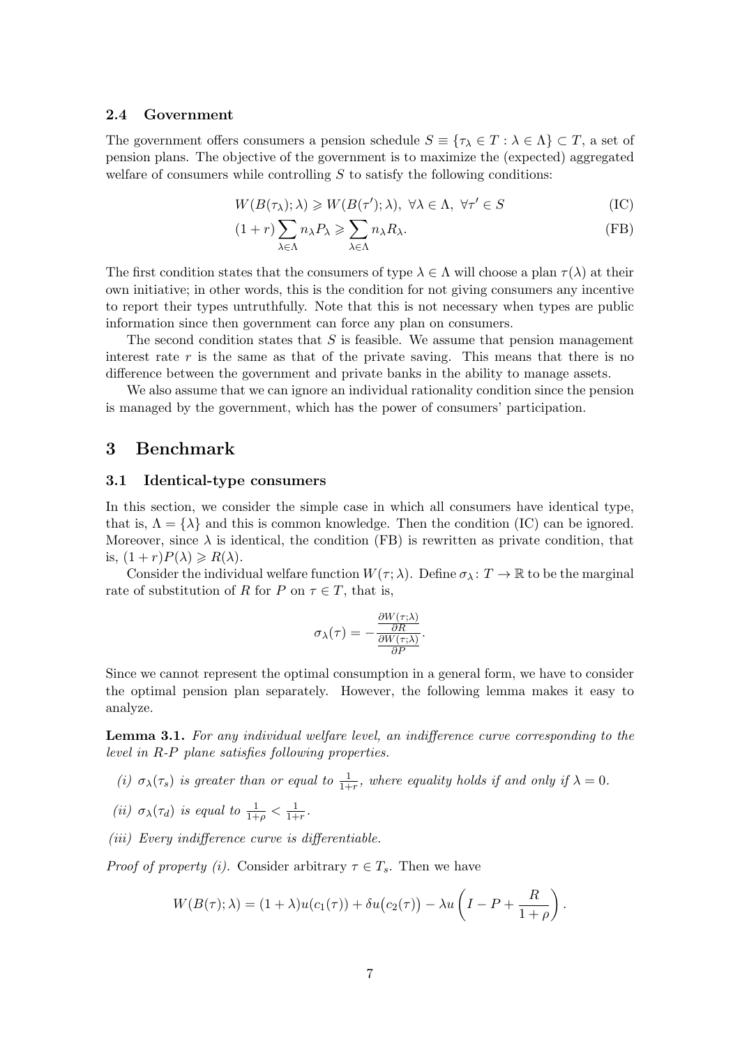### 2.4 Government

The government offers consumers a pension schedule $S \equiv \{\tau_\lambda \in T : \lambda \in \Lambda\} \subset T$, a set of pension plans. The objective of the government is to maximize the (expected) aggregated welfare of consumers while controlling $S$ to satisfy the following conditions:

$$W(B(\tau_\lambda); \lambda) \geqslant W(B(\tau'); \lambda), \ \forall \lambda \in \Lambda, \ \forall \tau' \in S \tag{IC}$$

$$(1+r) \sum_{\lambda \in \Lambda} n_\lambda P_\lambda \geqslant \sum_{\lambda \in \Lambda} n_\lambda R_\lambda. \tag{FB}$$

The first condition states that the consumers of type $\lambda \in \Lambda$ will choose a plan $\tau(\lambda)$ at their own initiative; in other words, this is the condition for not giving consumers any incentive to report their types untruthfully. Note that this is not necessary when types are public information since then government can force any plan on consumers.

The second condition states that $S$ is feasible. We assume that pension management interest rate $r$ is the same as that of the private saving. This means that there is no difference between the government and private banks in the ability to manage assets.

We also assume that we can ignore an individual rationality condition since the pension is managed by the government, which has the power of consumers' participation.

## 3 Benchmark

### 3.1 Identical-type consumers

In this section, we consider the simple case in which all consumers have identical type, that is, $\Lambda = \{\lambda\}$ and this is common knowledge. Then the condition (IC) can be ignored. Moreover, since $\lambda$ is identical, the condition (FB) is rewritten as private condition, that is, $(1+r)P(\lambda) \geqslant R(\lambda)$.

Consider the individual welfare function $W(\tau; \lambda)$. Define $\sigma_\lambda \colon T \to \mathbb{R}$ to be the marginal rate of substitution of $R$ for $P$ on $\tau \in T$, that is,

$$\sigma_\lambda(\tau) = -\frac{\frac{\partial W(\tau;\lambda)}{\partial R}}{\frac{\partial W(\tau;\lambda)}{\partial P}}.$$

Since we cannot represent the optimal consumption in a general form, we have to consider the optimal pension plan separately. However, the following lemma makes it easy to analyze.

**Lemma 3.1.** *For any individual welfare level, an indifference curve corresponding to the level in R-P plane satisfies following properties.*

*(i)* $\sigma_\lambda(\tau_s)$ *is greater than or equal to* $\frac{1}{1+r}$*, where equality holds if and only if* $\lambda = 0$*.*

*(ii)* $\sigma_\lambda(\tau_d)$ *is equal to* $\frac{1}{1+\rho} < \frac{1}{1+r}$*.*

*(iii) Every indifference curve is differentiable.*

*Proof of property (i).* Consider arbitrary $\tau \in T_s$. Then we have

$$W(B(\tau); \lambda) = (1+\lambda)u(c_1(\tau)) + \delta u\big(c_2(\tau)\big) - \lambda u\left(I - P + \frac{R}{1+\rho}\right).$$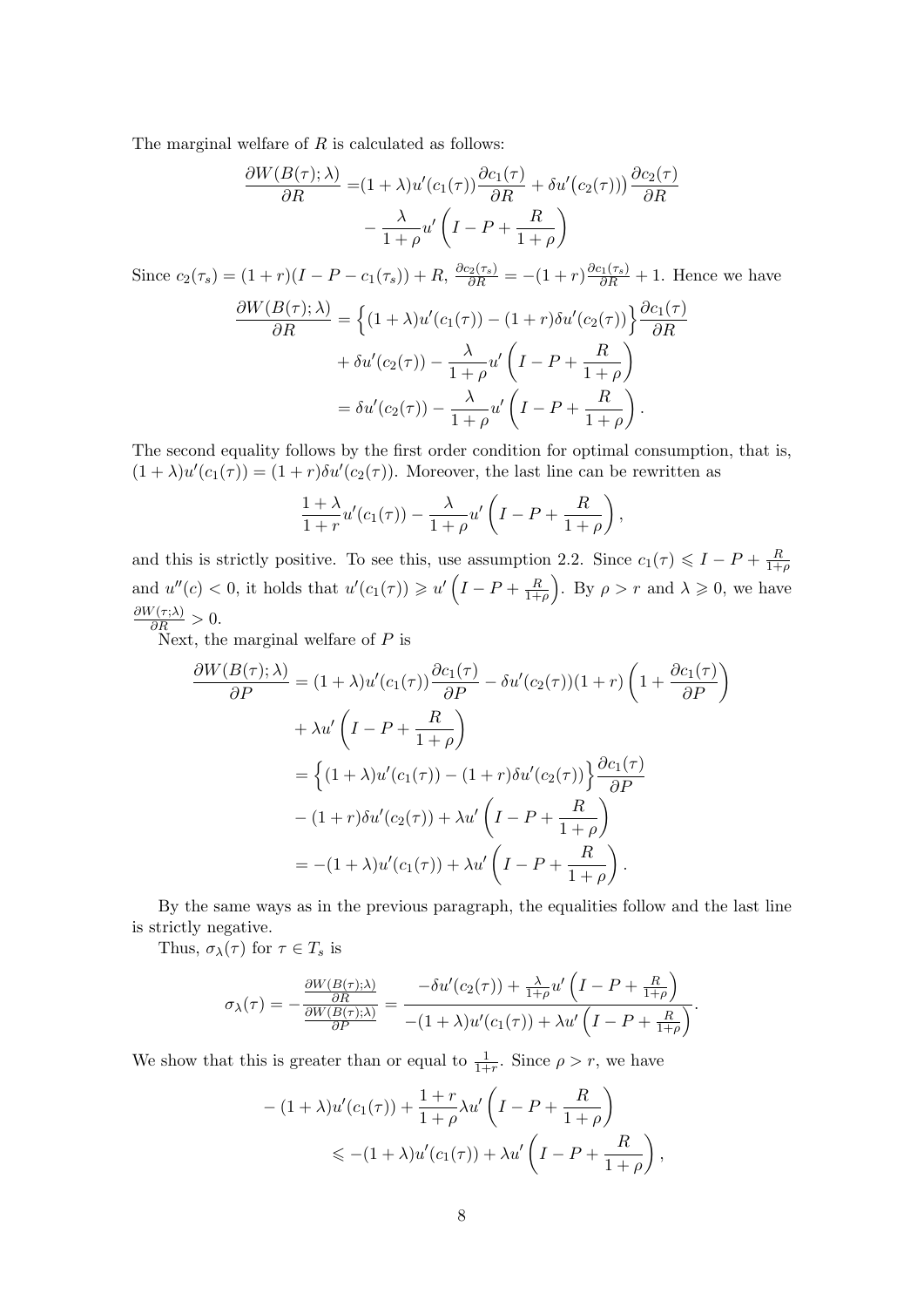The marginal welfare of $R$ is calculated as follows:

$$
\begin{aligned}
\frac{\partial W(B(\tau);\lambda)}{\partial R} =& (1+\lambda)u'(c_1(\tau))\frac{\partial c_1(\tau)}{\partial R} + \delta u'\big(c_2(\tau)\big)\frac{\partial c_2(\tau)}{\partial R} \\
&- \frac{\lambda}{1+\rho}u'\left(I-P+\frac{R}{1+\rho}\right)
\end{aligned}
$$

Since $c_2(\tau_s) = (1+r)(I-P-c_1(\tau_s)) + R$, $\frac{\partial c_2(\tau_s)}{\partial R} = -(1+r)\frac{\partial c_1(\tau_s)}{\partial R} + 1$. Hence we have

$$
\begin{aligned}
\frac{\partial W(B(\tau);\lambda)}{\partial R} &= \Big\{(1+\lambda)u'(c_1(\tau)) - (1+r)\delta u'(c_2(\tau))\Big\}\frac{\partial c_1(\tau)}{\partial R} \\
&\quad + \delta u'(c_2(\tau)) - \frac{\lambda}{1+\rho}u'\left(I-P+\frac{R}{1+\rho}\right) \\
&= \delta u'(c_2(\tau)) - \frac{\lambda}{1+\rho}u'\left(I-P+\frac{R}{1+\rho}\right).
\end{aligned}
$$

The second equality follows by the first order condition for optimal consumption, that is, $(1+\lambda)u'(c_1(\tau)) = (1+r)\delta u'(c_2(\tau))$. Moreover, the last line can be rewritten as

$$
\frac{1+\lambda}{1+r}u'(c_1(\tau)) - \frac{\lambda}{1+\rho}u'\left(I-P+\frac{R}{1+\rho}\right),
$$

and this is strictly positive. To see this, use assumption 2.2. Since $c_1(\tau) \leqslant I-P+\frac{R}{1+\rho}$ and $u''(c) < 0$, it holds that $u'(c_1(\tau)) \geqslant u'\left(I-P+\frac{R}{1+\rho}\right)$. By $\rho > r$ and $\lambda \geqslant 0$, we have $\frac{\partial W(\tau;\lambda)}{\partial R} > 0$.

Next, the marginal welfare of $P$ is

$$
\begin{aligned}
\frac{\partial W(B(\tau);\lambda)}{\partial P} &= (1+\lambda)u'(c_1(\tau))\frac{\partial c_1(\tau)}{\partial P} - \delta u'(c_2(\tau))(1+r)\left(1+\frac{\partial c_1(\tau)}{\partial P}\right) \\
&\quad + \lambda u'\left(I-P+\frac{R}{1+\rho}\right) \\
&= \Big\{(1+\lambda)u'(c_1(\tau)) - (1+r)\delta u'(c_2(\tau))\Big\}\frac{\partial c_1(\tau)}{\partial P} \\
&\quad - (1+r)\delta u'(c_2(\tau)) + \lambda u'\left(I-P+\frac{R}{1+\rho}\right) \\
&= -(1+\lambda)u'(c_1(\tau)) + \lambda u'\left(I-P+\frac{R}{1+\rho}\right).
\end{aligned}
$$

By the same ways as in the previous paragraph, the equalities follow and the last line is strictly negative.

Thus, $\sigma_\lambda(\tau)$ for $\tau \in T_s$ is

$$
\sigma_\lambda(\tau) = -\frac{\frac{\partial W(B(\tau);\lambda)}{\partial R}}{\frac{\partial W(B(\tau);\lambda)}{\partial P}} = \frac{-\delta u'(c_2(\tau)) + \frac{\lambda}{1+\rho}u'\left(I-P+\frac{R}{1+\rho}\right)}{-(1+\lambda)u'(c_1(\tau)) + \lambda u'\left(I-P+\frac{R}{1+\rho}\right)}.
$$

We show that this is greater than or equal to $\frac{1}{1+r}$. Since $\rho > r$, we have

$$
\begin{aligned}
&-(1+\lambda)u'(c_1(\tau)) + \frac{1+r}{1+\rho}\lambda u'\left(I-P+\frac{R}{1+\rho}\right) \\
&\qquad \leqslant -(1+\lambda)u'(c_1(\tau)) + \lambda u'\left(I-P+\frac{R}{1+\rho}\right),
\end{aligned}
$$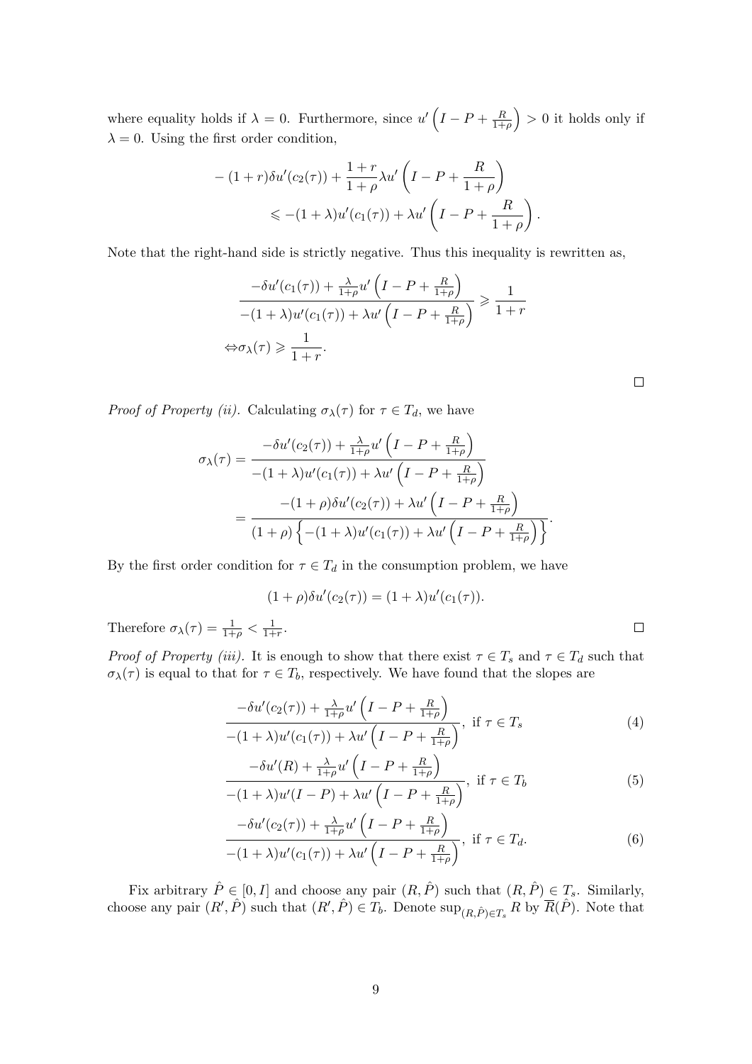where equality holds if $\lambda = 0$. Furthermore, since $u'\left(I - P + \frac{R}{1+\rho}\right) > 0$ it holds only if $\lambda = 0$. Using the first order condition,

$$- (1+r)\delta u'(c_2(\tau)) + \frac{1+r}{1+\rho}\lambda u'\left(I - P + \frac{R}{1+\rho}\right)$$
$$\leqslant -(1+\lambda)u'(c_1(\tau)) + \lambda u'\left(I - P + \frac{R}{1+\rho}\right).$$

Note that the right-hand side is strictly negative. Thus this inequality is rewritten as,

$$\frac{-\delta u'(c_1(\tau)) + \frac{\lambda}{1+\rho}u'\left(I - P + \frac{R}{1+\rho}\right)}{-(1+\lambda)u'(c_1(\tau)) + \lambda u'\left(I - P + \frac{R}{1+\rho}\right)} \geqslant \frac{1}{1+r}$$
$$\Leftrightarrow \sigma_\lambda(\tau) \geqslant \frac{1}{1+r}.$$

□

*Proof of Property (ii).* Calculating $\sigma_\lambda(\tau)$ for $\tau \in T_d$, we have

$$\sigma_\lambda(\tau) = \frac{-\delta u'(c_2(\tau)) + \frac{\lambda}{1+\rho}u'\left(I - P + \frac{R}{1+\rho}\right)}{-(1+\lambda)u'(c_1(\tau)) + \lambda u'\left(I - P + \frac{R}{1+\rho}\right)}$$
$$= \frac{-(1+\rho)\delta u'(c_2(\tau)) + \lambda u'\left(I - P + \frac{R}{1+\rho}\right)}{(1+\rho)\left\{-(1+\lambda)u'(c_1(\tau)) + \lambda u'\left(I - P + \frac{R}{1+\rho}\right)\right\}}.$$

By the first order condition for $\tau \in T_d$ in the consumption problem, we have

$$(1+\rho)\delta u'(c_2(\tau)) = (1+\lambda)u'(c_1(\tau)).$$

Therefore $\sigma_\lambda(\tau) = \frac{1}{1+\rho} < \frac{1}{1+r}$. □

*Proof of Property (iii).* It is enough to show that there exist $\tau \in T_s$ and $\tau \in T_d$ such that $\sigma_\lambda(\tau)$ is equal to that for $\tau \in T_b$, respectively. We have found that the slopes are

$$\frac{-\delta u'(c_2(\tau)) + \frac{\lambda}{1+\rho}u'\left(I - P + \frac{R}{1+\rho}\right)}{-(1+\lambda)u'(c_1(\tau)) + \lambda u'\left(I - P + \frac{R}{1+\rho}\right)}, \text{ if } \tau \in T_s \tag{4}$$

$$\frac{-\delta u'(R) + \frac{\lambda}{1+\rho}u'\left(I - P + \frac{R}{1+\rho}\right)}{-(1+\lambda)u'(I-P) + \lambda u'\left(I - P + \frac{R}{1+\rho}\right)}, \text{ if } \tau \in T_b \tag{5}$$

$$\frac{-\delta u'(c_2(\tau)) + \frac{\lambda}{1+\rho}u'\left(I - P + \frac{R}{1+\rho}\right)}{-(1+\lambda)u'(c_1(\tau)) + \lambda u'\left(I - P + \frac{R}{1+\rho}\right)}, \text{ if } \tau \in T_d. \tag{6}$$

Fix arbitrary $\hat{P} \in [0, I]$ and choose any pair $(R, \hat{P})$ such that $(R, \hat{P}) \in T_s$. Similarly, choose any pair $(R', \hat{P})$ such that $(R', \hat{P}) \in T_b$. Denote $\sup_{(R,\hat{P})\in T_s} R$ by $\overline{R}(\hat{P})$. Note that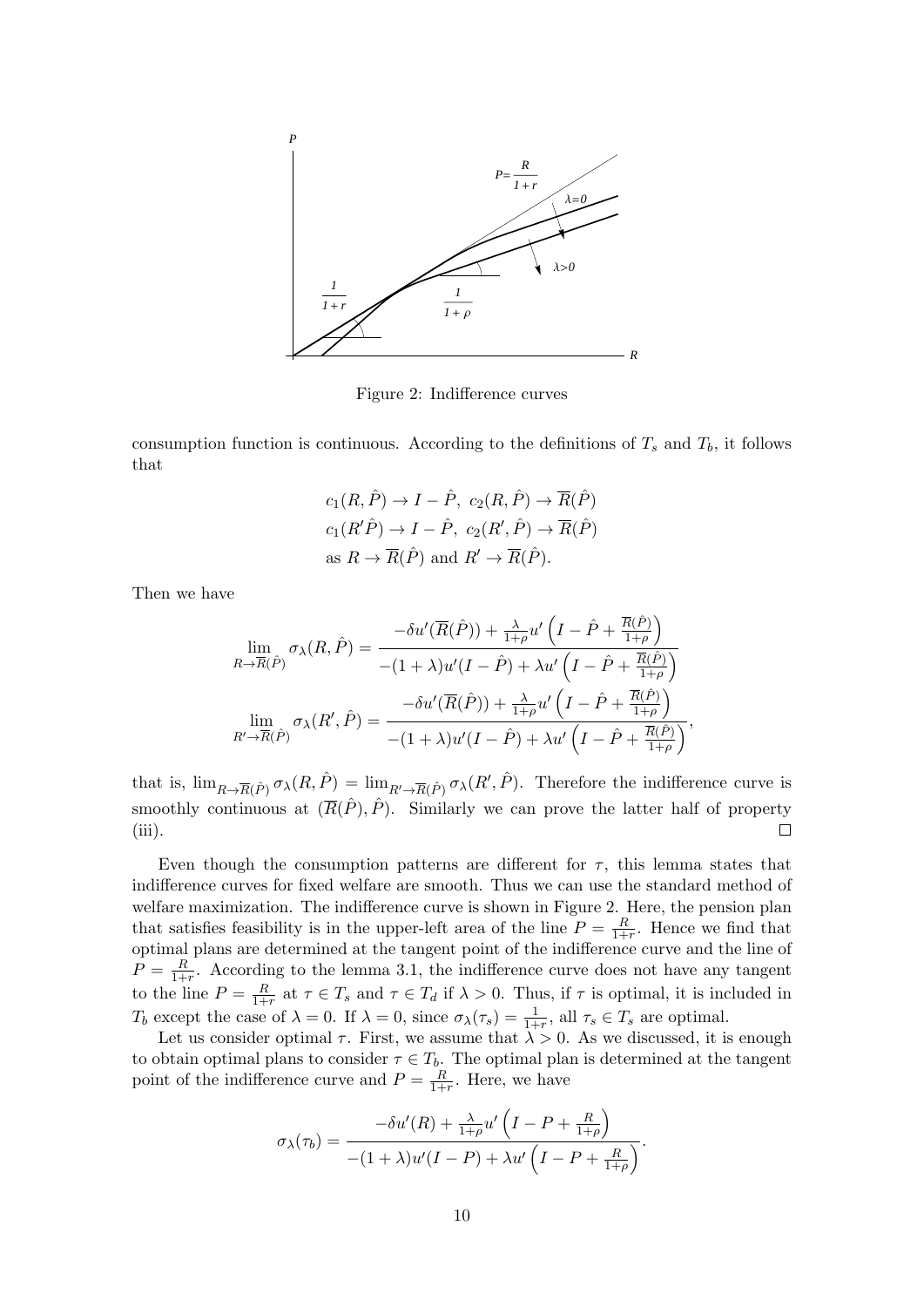Figure 2: Indifference curves

consumption function is continuous. According to the definitions of $T_s$ and $T_b$, it follows that

$$
\begin{aligned}
&c_1(R,\hat{P}) \to I-\hat{P},\ c_2(R,\hat{P}) \to \overline{R}(\hat{P})\\
&c_1(R'\hat{P}) \to I-\hat{P},\ c_2(R',\hat{P}) \to \overline{R}(\hat{P})\\
&\text{as } R \to \overline{R}(\hat{P}) \text{ and } R' \to \overline{R}(\hat{P}).
\end{aligned}
$$

Then we have

$$
\lim_{R\to\overline{R}(\hat{P})} \sigma_\lambda(R,\hat{P}) = \frac{-\delta u'(\overline{R}(\hat{P})) + \frac{\lambda}{1+\rho} u'\left(I-\hat{P}+\frac{\overline{R}(\hat{P})}{1+\rho}\right)}{-(1+\lambda)u'(I-\hat{P}) + \lambda u'\left(I-\hat{P}+\frac{\overline{R}(\hat{P})}{1+\rho}\right)}
$$

$$
\lim_{R'\to\overline{R}(\hat{P})} \sigma_\lambda(R',\hat{P}) = \frac{-\delta u'(\overline{R}(\hat{P})) + \frac{\lambda}{1+\rho} u'\left(I-\hat{P}+\frac{\overline{R}(\hat{P})}{1+\rho}\right)}{-(1+\lambda)u'(I-\hat{P}) + \lambda u'\left(I-\hat{P}+\frac{\overline{R}(\hat{P})}{1+\rho}\right)},
$$

that is, $\lim_{R\to\overline{R}(\hat{P})} \sigma_\lambda(R,\hat{P}) = \lim_{R'\to\overline{R}(\hat{P})} \sigma_\lambda(R',\hat{P})$. Therefore the indifference curve is smoothly continuous at $(\overline{R}(\hat{P}),\hat{P})$. Similarly we can prove the latter half of property (iii). □

Even though the consumption patterns are different for $\tau$, this lemma states that indifference curves for fixed welfare are smooth. Thus we can use the standard method of welfare maximization. The indifference curve is shown in Figure 2. Here, the pension plan that satisfies feasibility is in the upper-left area of the line $P=\frac{R}{1+r}$. Hence we find that optimal plans are determined at the tangent point of the indifference curve and the line of $P=\frac{R}{1+r}$. According to the lemma 3.1, the indifference curve does not have any tangent to the line $P=\frac{R}{1+r}$ at $\tau\in T_s$ and $\tau\in T_d$ if $\lambda>0$. Thus, if $\tau$ is optimal, it is included in $T_b$ except the case of $\lambda=0$. If $\lambda=0$, since $\sigma_\lambda(\tau_s)=\frac{1}{1+r}$, all $\tau_s\in T_s$ are optimal.

Let us consider optimal $\tau$. First, we assume that $\lambda>0$. As we discussed, it is enough to obtain optimal plans to consider $\tau\in T_b$. The optimal plan is determined at the tangent point of the indifference curve and $P=\frac{R}{1+r}$. Here, we have

$$
\sigma_\lambda(\tau_b) = \frac{-\delta u'(R) + \frac{\lambda}{1+\rho} u'\left(I-P+\frac{R}{1+\rho}\right)}{-(1+\lambda)u'(I-P) + \lambda u'\left(I-P+\frac{R}{1+\rho}\right)}.
$$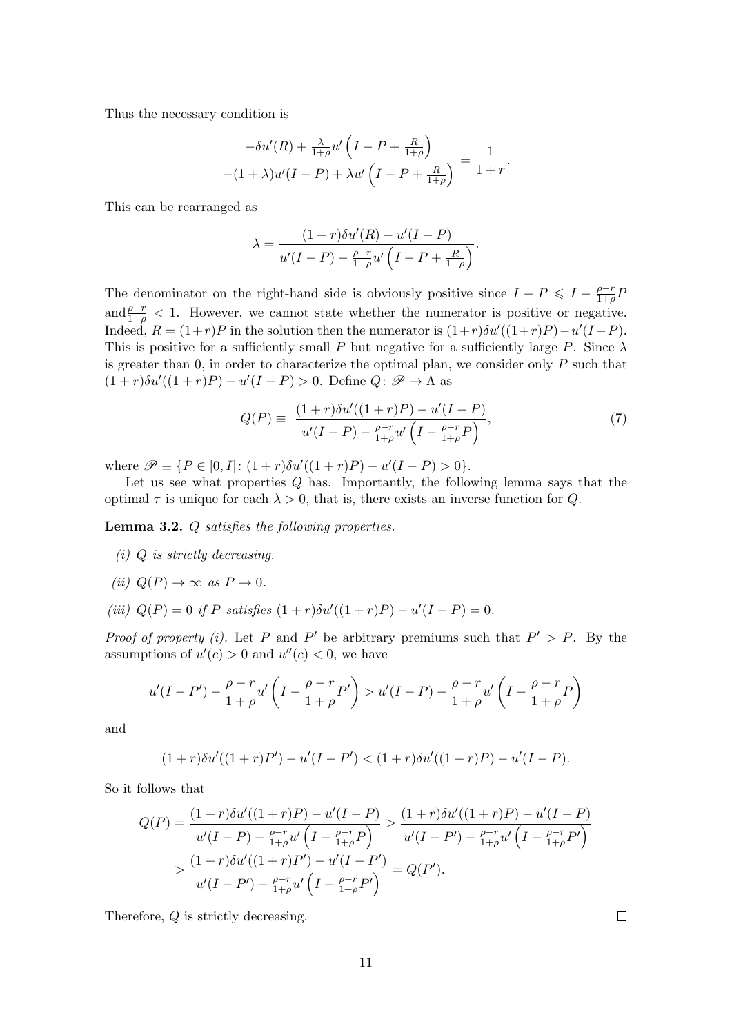Thus the necessary condition is

$$\frac{-\delta u'(R) + \frac{\lambda}{1+\rho} u'\left(I - P + \frac{R}{1+\rho}\right)}{-(1+\lambda)u'(I-P) + \lambda u'\left(I - P + \frac{R}{1+\rho}\right)} = \frac{1}{1+r}.$$

This can be rearranged as

$$\lambda = \frac{(1+r)\delta u'(R) - u'(I-P)}{u'(I-P) - \frac{\rho - r}{1+\rho} u'\left(I - P + \frac{R}{1+\rho}\right)}.$$

The denominator on the right-hand side is obviously positive since $I - P \leqslant I - \frac{\rho - r}{1+\rho} P$ and $\frac{\rho-r}{1+\rho} < 1$. However, we cannot state whether the numerator is positive or negative. Indeed, $R = (1+r)P$ in the solution then the numerator is $(1+r)\delta u'((1+r)P) - u'(I-P)$. This is positive for a sufficiently small $P$ but negative for a sufficiently large $P$. Since $\lambda$ is greater than 0, in order to characterize the optimal plan, we consider only $P$ such that $(1+r)\delta u'((1+r)P) - u'(I-P) > 0$. Define $Q\colon \mathscr{P} \to \Lambda$ as

$$Q(P) \equiv \frac{(1+r)\delta u'((1+r)P) - u'(I-P)}{u'(I-P) - \frac{\rho-r}{1+\rho} u'\left(I - \frac{\rho - r}{1+\rho} P\right)}, \tag{7}$$

where $\mathscr{P} \equiv \{P \in [0, I] \colon (1+r)\delta u'((1+r)P) - u'(I-P) > 0\}$.

Let us see what properties $Q$ has. Importantly, the following lemma says that the optimal $\tau$ is unique for each $\lambda > 0$, that is, there exists an inverse function for $Q$.

**Lemma 3.2.** *$Q$ satisfies the following properties.*

*(i) $Q$ is strictly decreasing.*

*(ii) $Q(P) \to \infty$ as $P \to 0$.*

*(iii) $Q(P) = 0$ if $P$ satisfies $(1+r)\delta u'((1+r)P) - u'(I-P) = 0$.*

*Proof of property (i).* Let $P$ and $P'$ be arbitrary premiums such that $P' > P$. By the assumptions of $u'(c) > 0$ and $u''(c) < 0$, we have

$$u'(I-P') - \frac{\rho - r}{1+\rho} u'\left(I - \frac{\rho-r}{1+\rho} P'\right) > u'(I-P) - \frac{\rho-r}{1+\rho} u'\left(I - \frac{\rho-r}{1+\rho} P\right)$$

and

$$(1+r)\delta u'((1+r)P') - u'(I-P') < (1+r)\delta u'((1+r)P) - u'(I-P).$$

So it follows that

$$\begin{aligned} Q(P) = \frac{(1+r)\delta u'((1+r)P) - u'(I-P)}{u'(I-P) - \frac{\rho-r}{1+\rho} u'\left(I - \frac{\rho-r}{1+\rho} P\right)} &> \frac{(1+r)\delta u'((1+r)P) - u'(I-P)}{u'(I-P') - \frac{\rho-r}{1+\rho} u'\left(I - \frac{\rho-r}{1+\rho} P'\right)} \\ &> \frac{(1+r)\delta u'((1+r)P') - u'(I-P')}{u'(I-P') - \frac{\rho-r}{1+\rho} u'\left(I - \frac{\rho-r}{1+\rho} P'\right)} = Q(P'). \end{aligned}$$

Therefore, $Q$ is strictly decreasing. $\square$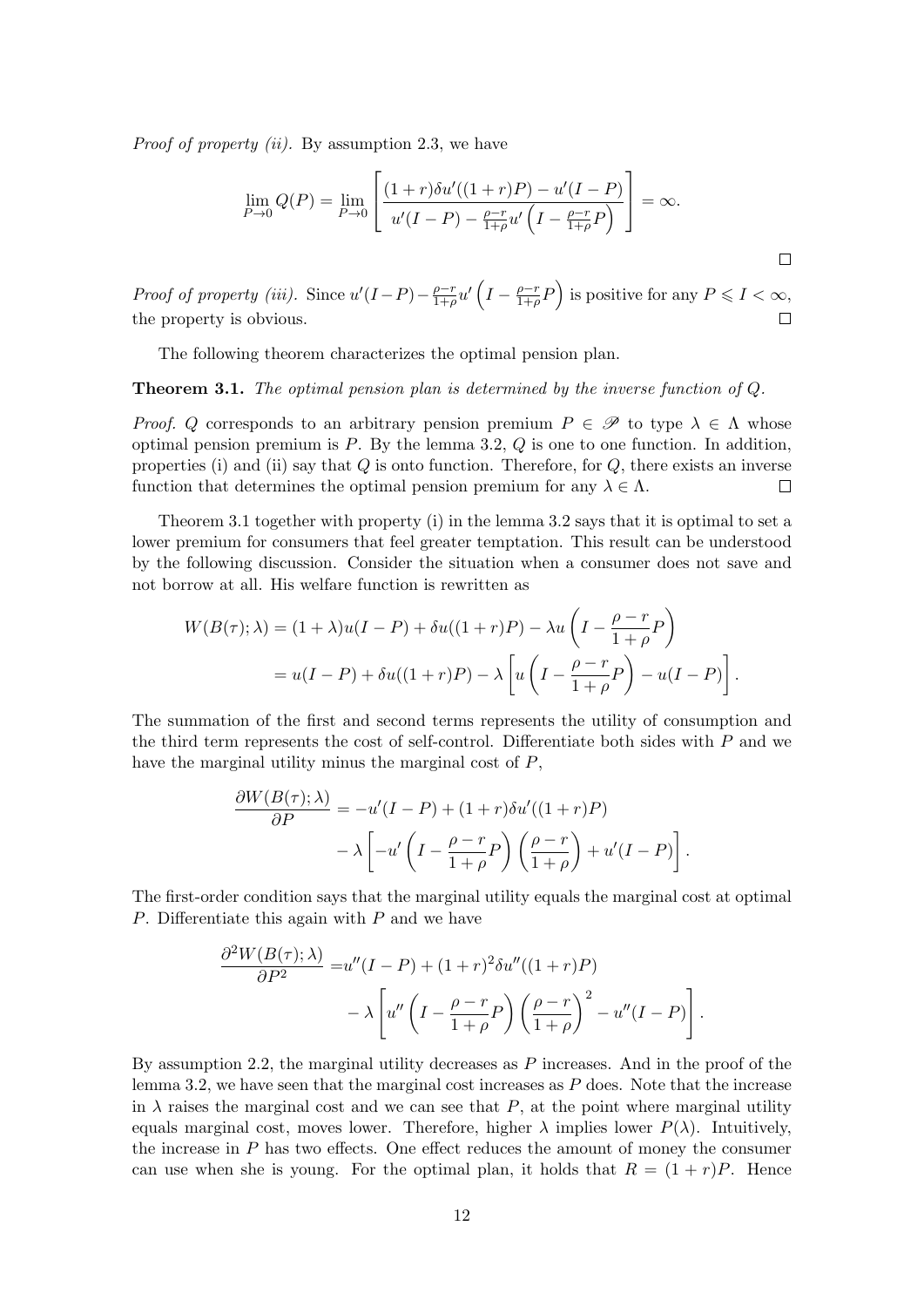*Proof of property (ii).* By assumption 2.3, we have

$$\lim_{P \to 0} Q(P) = \lim_{P \to 0} \left[ \frac{(1+r)\delta u'((1+r)P) - u'(I-P)}{u'(I-P) - \frac{\rho - r}{1+\rho} u'\left(I - \frac{\rho - r}{1+\rho} P\right)} \right] = \infty.$$

□

*Proof of property (iii).* Since $u'(I-P) - \frac{\rho-r}{1+\rho} u'\left(I - \frac{\rho-r}{1+\rho}P\right)$ is positive for any $P \leqslant I < \infty$, the property is obvious. □

The following theorem characterizes the optimal pension plan.

**Theorem 3.1.** *The optimal pension plan is determined by the inverse function of $Q$.*

*Proof.* $Q$ corresponds to an arbitrary pension premium $P \in \mathscr{P}$ to type $\lambda \in \Lambda$ whose optimal pension premium is $P$. By the lemma 3.2, $Q$ is one to one function. In addition, properties (i) and (ii) say that $Q$ is onto function. Therefore, for $Q$, there exists an inverse function that determines the optimal pension premium for any $\lambda \in \Lambda$. □

Theorem 3.1 together with property (i) in the lemma 3.2 says that it is optimal to set a lower premium for consumers that feel greater temptation. This result can be understood by the following discussion. Consider the situation when a consumer does not save and not borrow at all. His welfare function is rewritten as

$$\begin{aligned} W(B(\tau); \lambda) &= (1+\lambda)u(I-P) + \delta u((1+r)P) - \lambda u\left(I - \frac{\rho - r}{1+\rho}P\right) \\ &= u(I-P) + \delta u((1+r)P) - \lambda \left[ u\left(I - \frac{\rho - r}{1+\rho}P\right) - u(I-P) \right]. \end{aligned}$$

The summation of the first and second terms represents the utility of consumption and the third term represents the cost of self-control. Differentiate both sides with $P$ and we have the marginal utility minus the marginal cost of $P$,

$$\begin{aligned} \frac{\partial W(B(\tau); \lambda)}{\partial P} &= -u'(I-P) + (1+r)\delta u'((1+r)P) \\ &\quad - \lambda \left[ -u'\left(I - \frac{\rho - r}{1+\rho}P\right)\left(\frac{\rho - r}{1+\rho}\right) + u'(I-P) \right]. \end{aligned}$$

The first-order condition says that the marginal utility equals the marginal cost at optimal $P$. Differentiate this again with $P$ and we have

$$\begin{aligned} \frac{\partial^2 W(B(\tau); \lambda)}{\partial P^2} =& u''(I-P) + (1+r)^2 \delta u''((1+r)P) \\ & - \lambda \left[ u''\left(I - \frac{\rho - r}{1+\rho}P\right)\left(\frac{\rho - r}{1+\rho}\right)^2 - u''(I-P) \right]. \end{aligned}$$

By assumption 2.2, the marginal utility decreases as $P$ increases. And in the proof of the lemma 3.2, we have seen that the marginal cost increases as $P$ does. Note that the increase in $\lambda$ raises the marginal cost and we can see that $P$, at the point where marginal utility equals marginal cost, moves lower. Therefore, higher $\lambda$ implies lower $P(\lambda)$. Intuitively, the increase in $P$ has two effects. One effect reduces the amount of money the consumer can use when she is young. For the optimal plan, it holds that $R = (1+r)P$. Hence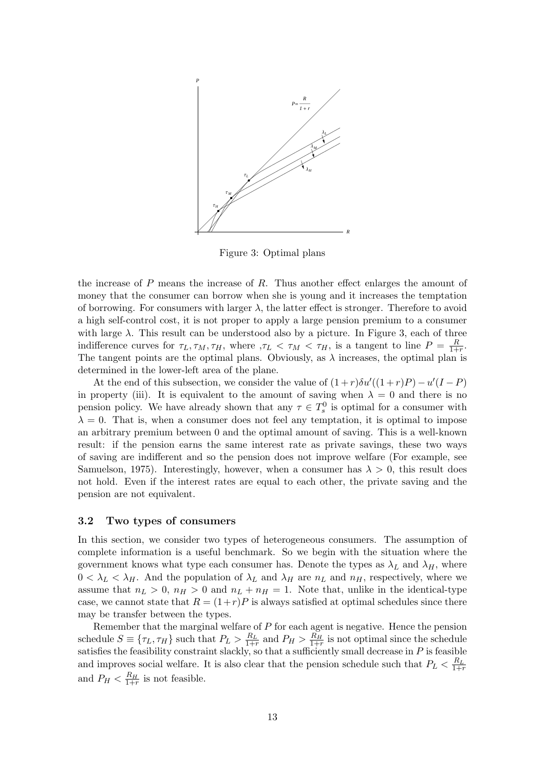Figure 3: Optimal plans

the increase of $P$ means the increase of $R$. Thus another effect enlarges the amount of money that the consumer can borrow when she is young and it increases the temptation of borrowing. For consumers with larger $\lambda$, the latter effect is stronger. Therefore to avoid a high self-control cost, it is not proper to apply a large pension premium to a consumer with large $\lambda$. This result can be understood also by a picture. In Figure 3, each of three indifference curves for $\tau_L, \tau_M, \tau_H$, where ,$\tau_L < \tau_M < \tau_H$, is a tangent to line $P = \frac{R}{1+r}$. The tangent points are the optimal plans. Obviously, as $\lambda$ increases, the optimal plan is determined in the lower-left area of the plane.

At the end of this subsection, we consider the value of $(1+r)\delta u'((1+r)P) - u'(I-P)$ in property (iii). It is equivalent to the amount of saving when $\lambda = 0$ and there is no pension policy. We have already shown that any $\tau \in T_s^0$ is optimal for a consumer with $\lambda = 0$. That is, when a consumer does not feel any temptation, it is optimal to impose an arbitrary premium between 0 and the optimal amount of saving. This is a well-known result: if the pension earns the same interest rate as private savings, these two ways of saving are indifferent and so the pension does not improve welfare (For example, see Samuelson, 1975). Interestingly, however, when a consumer has $\lambda > 0$, this result does not hold. Even if the interest rates are equal to each other, the private saving and the pension are not equivalent.

### 3.2 Two types of consumers

In this section, we consider two types of heterogeneous consumers. The assumption of complete information is a useful benchmark. So we begin with the situation where the government knows what type each consumer has. Denote the types as $\lambda_L$ and $\lambda_H$, where $0 < \lambda_L < \lambda_H$. And the population of $\lambda_L$ and $\lambda_H$ are $n_L$ and $n_H$, respectively, where we assume that $n_L > 0$, $n_H > 0$ and $n_L + n_H = 1$. Note that, unlike in the identical-type case, we cannot state that $R = (1+r)P$ is always satisfied at optimal schedules since there may be transfer between the types.

Remember that the marginal welfare of $P$ for each agent is negative. Hence the pension schedule $S \equiv \{\tau_L, \tau_H\}$ such that $P_L > \frac{R_L}{1+r}$ and $P_H > \frac{R_H}{1+r}$ is not optimal since the schedule satisfies the feasibility constraint slackly, so that a sufficiently small decrease in $P$ is feasible and improves social welfare. It is also clear that the pension schedule such that $P_L < \frac{R_L}{1+r}$ and $P_H < \frac{R_H}{1+r}$ is not feasible.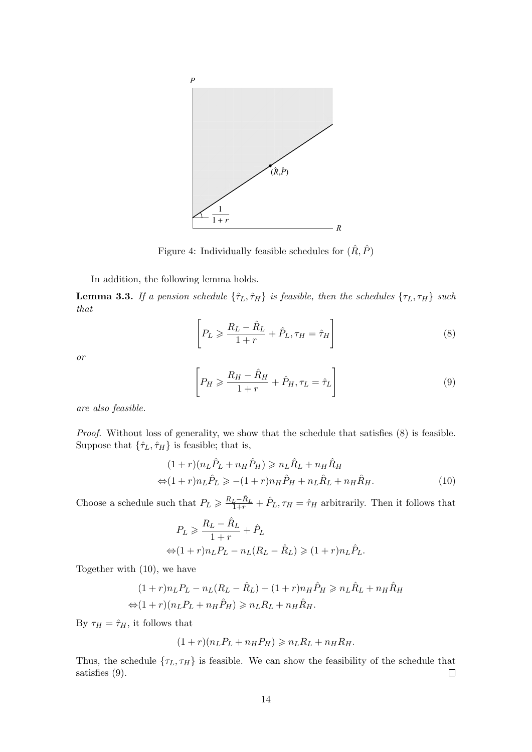Figure 4: Individually feasible schedules for $(\hat{R}, \hat{P})$

In addition, the following lemma holds.

**Lemma 3.3.** *If a pension schedule $\{\hat{\tau}_L, \hat{\tau}_H\}$ is feasible, then the schedules $\{\tau_L, \tau_H\}$ such that*

$$\left[P_L \geqslant \frac{R_L - \hat{R}_L}{1+r} + \hat{P}_L, \tau_H = \hat{\tau}_H\right] \tag{8}$$

*or*

$$\left[P_H \geqslant \frac{R_H - \hat{R}_H}{1+r} + \hat{P}_H, \tau_L = \hat{\tau}_L\right] \tag{9}$$

*are also feasible.*

*Proof.* Without loss of generality, we show that the schedule that satisfies (8) is feasible. Suppose that $\{\hat{\tau}_L, \hat{\tau}_H\}$ is feasible; that is,

$$\begin{aligned}
&(1+r)(n_L \hat{P}_L + n_H \hat{P}_H) \geqslant n_L \hat{R}_L + n_H \hat{R}_H \\
\Leftrightarrow &(1+r) n_L \hat{P}_L \geqslant -(1+r) n_H \hat{P}_H + n_L \hat{R}_L + n_H \hat{R}_H.
\end{aligned} \tag{10}$$

Choose a schedule such that $P_L \geqslant \frac{R_L - \hat{R}_L}{1+r} + \hat{P}_L, \tau_H = \hat{\tau}_H$ arbitrarily. Then it follows that

$$\begin{aligned}
&P_L \geqslant \frac{R_L - \hat{R}_L}{1+r} + \hat{P}_L \\
\Leftrightarrow &(1+r) n_L P_L - n_L (R_L - \hat{R}_L) \geqslant (1+r) n_L \hat{P}_L.
\end{aligned}$$

Together with (10), we have

$$\begin{aligned}
&(1+r) n_L P_L - n_L (R_L - \hat{R}_L) + (1+r) n_H \hat{P}_H \geqslant n_L \hat{R}_L + n_H \hat{R}_H \\
\Leftrightarrow &(1+r)(n_L P_L + n_H \hat{P}_H) \geqslant n_L R_L + n_H \hat{R}_H.
\end{aligned}$$

By $\tau_H = \hat{\tau}_H$, it follows that

$$(1+r)(n_L P_L + n_H P_H) \geqslant n_L R_L + n_H R_H.$$

Thus, the schedule $\{\tau_L, \tau_H\}$ is feasible. We can show the feasibility of the schedule that satisfies (9). $\square$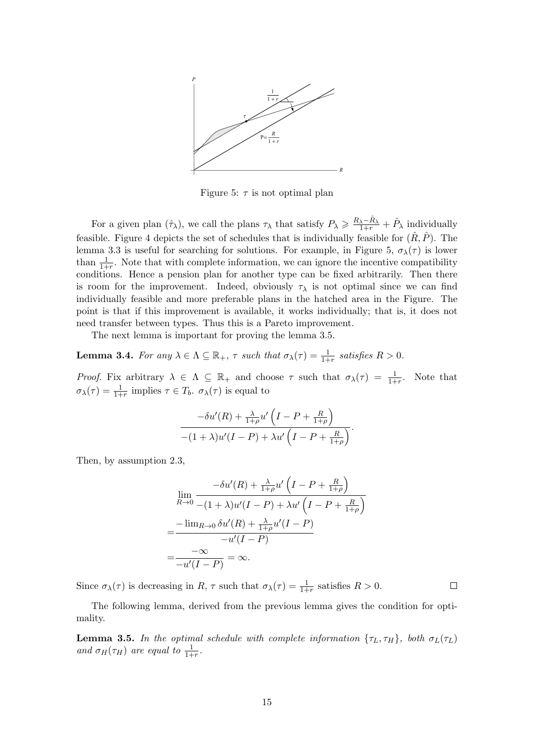Figure 5: $\tau$ is not optimal plan

For a given plan $(\hat{\tau}_\lambda)$, we call the plans $\tau_\lambda$ that satisfy $P_\lambda \geqslant \frac{R_\lambda - \hat{R}_\lambda}{1+r} + \hat{P}_\lambda$ individually feasible. Figure 4 depicts the set of schedules that is individually feasible for $(\hat{R}, \hat{P})$. The lemma 3.3 is useful for searching for solutions. For example, in Figure 5, $\sigma_\lambda(\tau)$ is lower than $\frac{1}{1+r}$. Note that with complete information, we can ignore the incentive compatibility conditions. Hence a pension plan for another type can be fixed arbitrarily. Then there is room for the improvement. Indeed, obviously $\tau_\lambda$ is not optimal since we can find individually feasible and more preferable plans in the hatched area in the Figure. The point is that if this improvement is available, it works individually; that is, it does not need transfer between types. Thus this is a Pareto improvement.

The next lemma is important for proving the lemma 3.5.

**Lemma 3.4.** *For any $\lambda \in \Lambda \subseteq \mathbb{R}_+$, $\tau$ such that $\sigma_\lambda(\tau) = \frac{1}{1+r}$ satisfies $R > 0$.*

*Proof.* Fix arbitrary $\lambda \in \Lambda \subseteq \mathbb{R}_+$ and choose $\tau$ such that $\sigma_\lambda(\tau) = \frac{1}{1+r}$. Note that $\sigma_\lambda(\tau) = \frac{1}{1+r}$ implies $\tau \in T_b$. $\sigma_\lambda(\tau)$ is equal to

$$\frac{-\delta u'(R) + \frac{\lambda}{1+\rho} u'\left(I - P + \frac{R}{1+\rho}\right)}{-(1+\lambda)u'(I-P) + \lambda u'\left(I - P + \frac{R}{1+\rho}\right)}.$$

Then, by assumption 2.3,

$$\begin{aligned}
&\lim_{R\to 0} \frac{-\delta u'(R) + \frac{\lambda}{1+\rho} u'\left(I - P + \frac{R}{1+\rho}\right)}{-(1+\lambda)u'(I-P) + \lambda u'\left(I - P + \frac{R}{1+\rho}\right)} \\
=& \frac{-\lim_{R\to 0} \delta u'(R) + \frac{\lambda}{1+\rho} u'(I-P)}{-u'(I-P)} \\
=& \frac{-\infty}{-u'(I-P)} = \infty.
\end{aligned}$$

Since $\sigma_\lambda(\tau)$ is decreasing in $R$, $\tau$ such that $\sigma_\lambda(\tau) = \frac{1}{1+r}$ satisfies $R > 0$. $\square$

The following lemma, derived from the previous lemma gives the condition for optimality.

**Lemma 3.5.** *In the optimal schedule with complete information $\{\tau_L, \tau_H\}$, both $\sigma_L(\tau_L)$ and $\sigma_H(\tau_H)$ are equal to $\frac{1}{1+r}$.*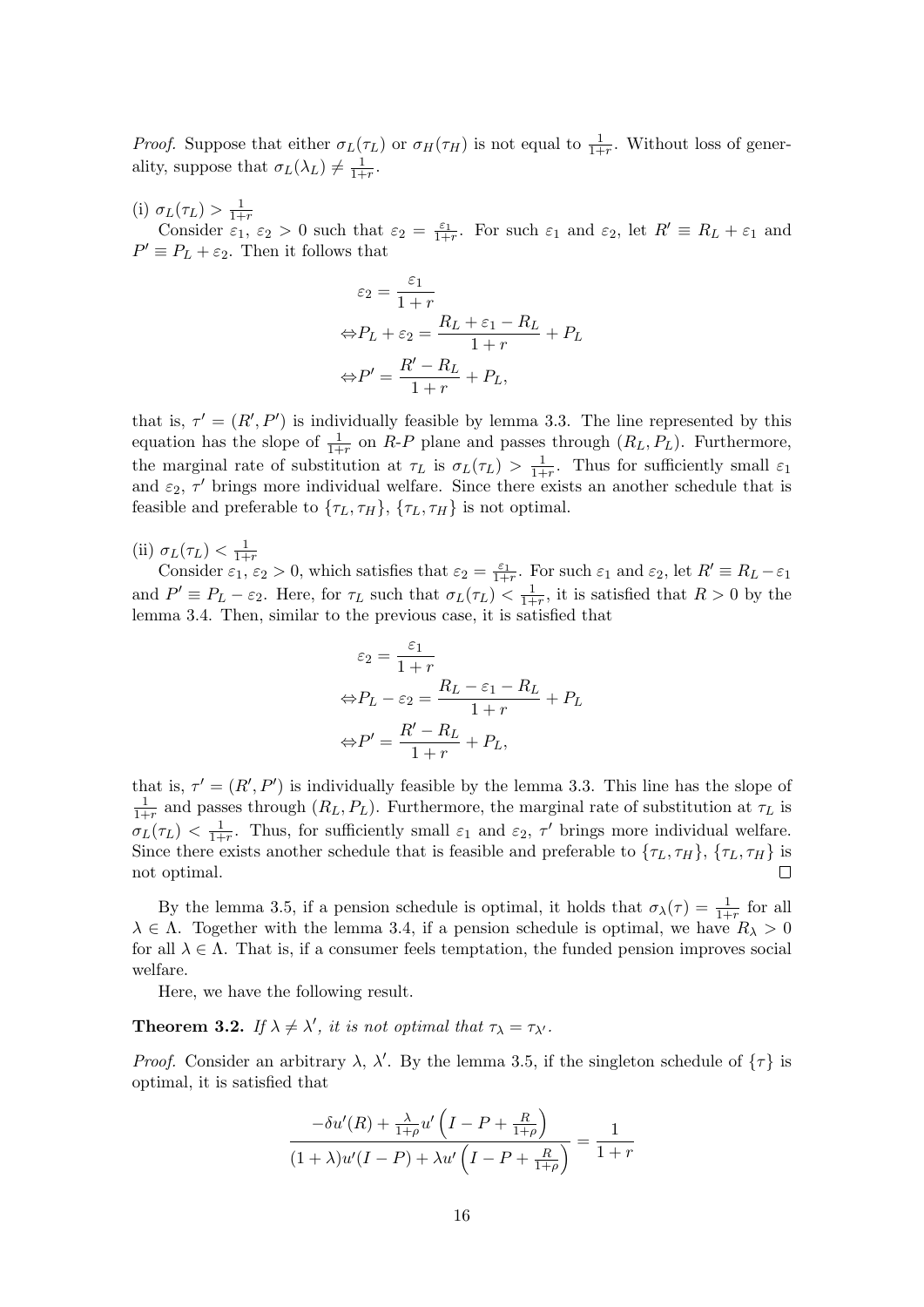*Proof.* Suppose that either $\sigma_L(\tau_L)$ or $\sigma_H(\tau_H)$ is not equal to $\frac{1}{1+r}$. Without loss of generality, suppose that $\sigma_L(\lambda_L) \neq \frac{1}{1+r}$.

(i) $\sigma_L(\tau_L) > \frac{1}{1+r}$

Consider $\varepsilon_1$, $\varepsilon_2 > 0$ such that $\varepsilon_2 = \frac{\varepsilon_1}{1+r}$. For such $\varepsilon_1$ and $\varepsilon_2$, let $R' \equiv R_L + \varepsilon_1$ and $P' \equiv P_L + \varepsilon_2$. Then it follows that

$$
\begin{aligned}
\varepsilon_2 &= \frac{\varepsilon_1}{1+r} \\
\Leftrightarrow P_L + \varepsilon_2 &= \frac{R_L + \varepsilon_1 - R_L}{1+r} + P_L \\
\Leftrightarrow P' &= \frac{R' - R_L}{1+r} + P_L,
\end{aligned}
$$

that is, $\tau' = (R', P')$ is individually feasible by lemma 3.3. The line represented by this equation has the slope of $\frac{1}{1+r}$ on $R$-$P$ plane and passes through $(R_L, P_L)$. Furthermore, the marginal rate of substitution at $\tau_L$ is $\sigma_L(\tau_L) > \frac{1}{1+r}$. Thus for sufficiently small $\varepsilon_1$ and $\varepsilon_2$, $\tau'$ brings more individual welfare. Since there exists an another schedule that is feasible and preferable to $\{\tau_L, \tau_H\}$, $\{\tau_L, \tau_H\}$ is not optimal.

(ii) $\sigma_L(\tau_L) < \frac{1}{1+r}$

Consider $\varepsilon_1$, $\varepsilon_2 > 0$, which satisfies that $\varepsilon_2 = \frac{\varepsilon_1}{1+r}$. For such $\varepsilon_1$ and $\varepsilon_2$, let $R' \equiv R_L - \varepsilon_1$ and $P' \equiv P_L - \varepsilon_2$. Here, for $\tau_L$ such that $\sigma_L(\tau_L) < \frac{1}{1+r}$, it is satisfied that $R > 0$ by the lemma 3.4. Then, similar to the previous case, it is satisfied that

$$
\begin{aligned}
\varepsilon_2 &= \frac{\varepsilon_1}{1+r} \\
\Leftrightarrow P_L - \varepsilon_2 &= \frac{R_L - \varepsilon_1 - R_L}{1+r} + P_L \\
\Leftrightarrow P' &= \frac{R' - R_L}{1+r} + P_L,
\end{aligned}
$$

that is, $\tau' = (R', P')$ is individually feasible by the lemma 3.3. This line has the slope of $\frac{1}{1+r}$ and passes through $(R_L, P_L)$. Furthermore, the marginal rate of substitution at $\tau_L$ is $\sigma_L(\tau_L) < \frac{1}{1+r}$. Thus, for sufficiently small $\varepsilon_1$ and $\varepsilon_2$, $\tau'$ brings more individual welfare. Since there exists another schedule that is feasible and preferable to $\{\tau_L, \tau_H\}$, $\{\tau_L, \tau_H\}$ is not optimal. $\square$

By the lemma 3.5, if a pension schedule is optimal, it holds that $\sigma_\lambda(\tau) = \frac{1}{1+r}$ for all $\lambda \in \Lambda$. Together with the lemma 3.4, if a pension schedule is optimal, we have $R_\lambda > 0$ for all $\lambda \in \Lambda$. That is, if a consumer feels temptation, the funded pension improves social welfare.

Here, we have the following result.

**Theorem 3.2.** *If $\lambda \neq \lambda'$, it is not optimal that $\tau_\lambda = \tau_{\lambda'}$.*

*Proof.* Consider an arbitrary $\lambda$, $\lambda'$. By the lemma 3.5, if the singleton schedule of $\{\tau\}$ is optimal, it is satisfied that

$$
\frac{-\delta u'(R) + \frac{\lambda}{1+\rho} u'\left(I - P + \frac{R}{1+\rho}\right)}{(1+\lambda)u'(I-P) + \lambda u'\left(I - P + \frac{R}{1+\rho}\right)} = \frac{1}{1+r}
$$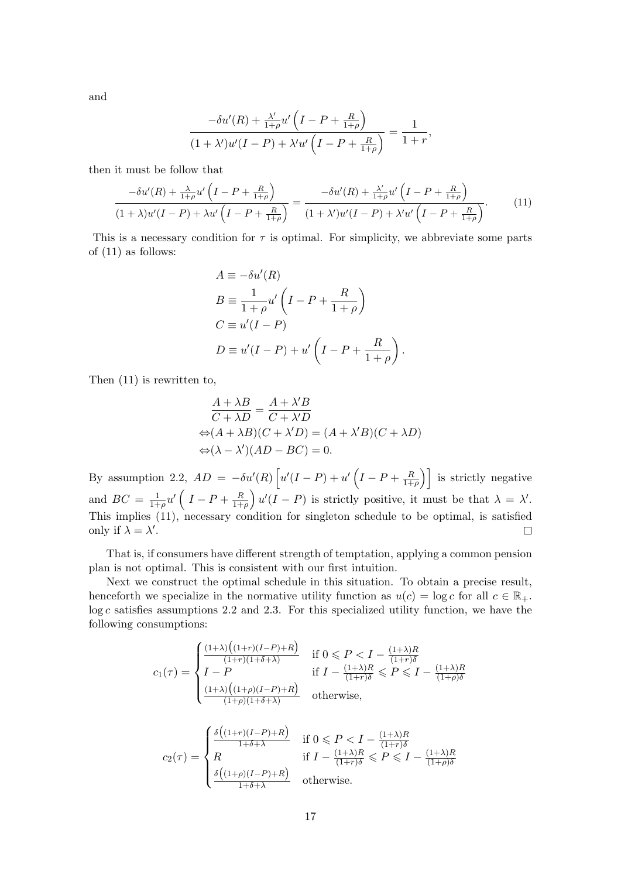and

$$
\frac{-\delta u'(R) + \frac{\lambda'}{1+\rho} u'\left(I - P + \frac{R}{1+\rho}\right)}{(1+\lambda')u'(I-P) + \lambda' u'\left(I - P + \frac{R}{1+\rho}\right)} = \frac{1}{1+r},
$$

then it must be follow that

$$
\frac{-\delta u'(R) + \frac{\lambda}{1+\rho} u'\left(I - P + \frac{R}{1+\rho}\right)}{(1+\lambda)u'(I-P) + \lambda u'\left(I - P + \frac{R}{1+\rho}\right)} = \frac{-\delta u'(R) + \frac{\lambda'}{1+\rho} u'\left(I - P + \frac{R}{1+\rho}\right)}{(1+\lambda')u'(I-P) + \lambda' u'\left(I - P + \frac{R}{1+\rho}\right)}. \tag{11}
$$

This is a necessary condition for $\tau$ is optimal. For simplicity, we abbreviate some parts of (11) as follows:

$$
\begin{aligned}
&A \equiv -\delta u'(R) \\
&B \equiv \frac{1}{1+\rho} u'\left(I - P + \frac{R}{1+\rho}\right) \\
&C \equiv u'(I-P) \\
&D \equiv u'(I-P) + u'\left(I - P + \frac{R}{1+\rho}\right).
\end{aligned}
$$

Then (11) is rewritten to,

$$
\begin{aligned}
&\frac{A + \lambda B}{C + \lambda D} = \frac{A + \lambda' B}{C + \lambda' D} \\
\Leftrightarrow &(A + \lambda B)(C + \lambda' D) = (A + \lambda' B)(C + \lambda D) \\
\Leftrightarrow &(\lambda - \lambda')(AD - BC) = 0.
\end{aligned}
$$

By assumption 2.2, $AD = -\delta u'(R)\left[u'(I-P) + u'\left(I - P + \frac{R}{1+\rho}\right)\right]$ is strictly negative and $BC = \frac{1}{1+\rho} u'\left(I - P + \frac{R}{1+\rho}\right) u'(I-P)$ is strictly positive, it must be that $\lambda = \lambda'$. This implies (11), necessary condition for singleton schedule to be optimal, is satisfied only if $\lambda = \lambda'$. $\square$

That is, if consumers have different strength of temptation, applying a common pension plan is not optimal. This is consistent with our first intuition.

Next we construct the optimal schedule in this situation. To obtain a precise result, henceforth we specialize in the normative utility function as $u(c) = \log c$ for all $c \in \mathbb{R}_+$. $\log c$ satisfies assumptions 2.2 and 2.3. For this specialized utility function, we have the following consumptions:

$$
c_1(\tau) = \begin{cases} \frac{(1+\lambda)\left((1+r)(I-P)+R\right)}{(1+r)(1+\delta+\lambda)} & \text{if } 0 \leqslant P < I - \frac{(1+\lambda)R}{(1+r)\delta} \\ I - P & \text{if } I - \frac{(1+\lambda)R}{(1+r)\delta} \leqslant P \leqslant I - \frac{(1+\lambda)R}{(1+\rho)\delta} \\ \frac{(1+\lambda)\left((1+\rho)(I-P)+R\right)}{(1+\rho)(1+\delta+\lambda)} & \text{otherwise,} \end{cases}
$$

$$
c_2(\tau) = \begin{cases} \frac{\delta\left((1+r)(I-P)+R\right)}{1+\delta+\lambda} & \text{if } 0 \leqslant P < I - \frac{(1+\lambda)R}{(1+r)\delta} \\ R & \text{if } I - \frac{(1+\lambda)R}{(1+r)\delta} \leqslant P \leqslant I - \frac{(1+\lambda)R}{(1+\rho)\delta} \\ \frac{\delta\left((1+\rho)(I-P)+R\right)}{1+\delta+\lambda} & \text{otherwise.} \end{cases}
$$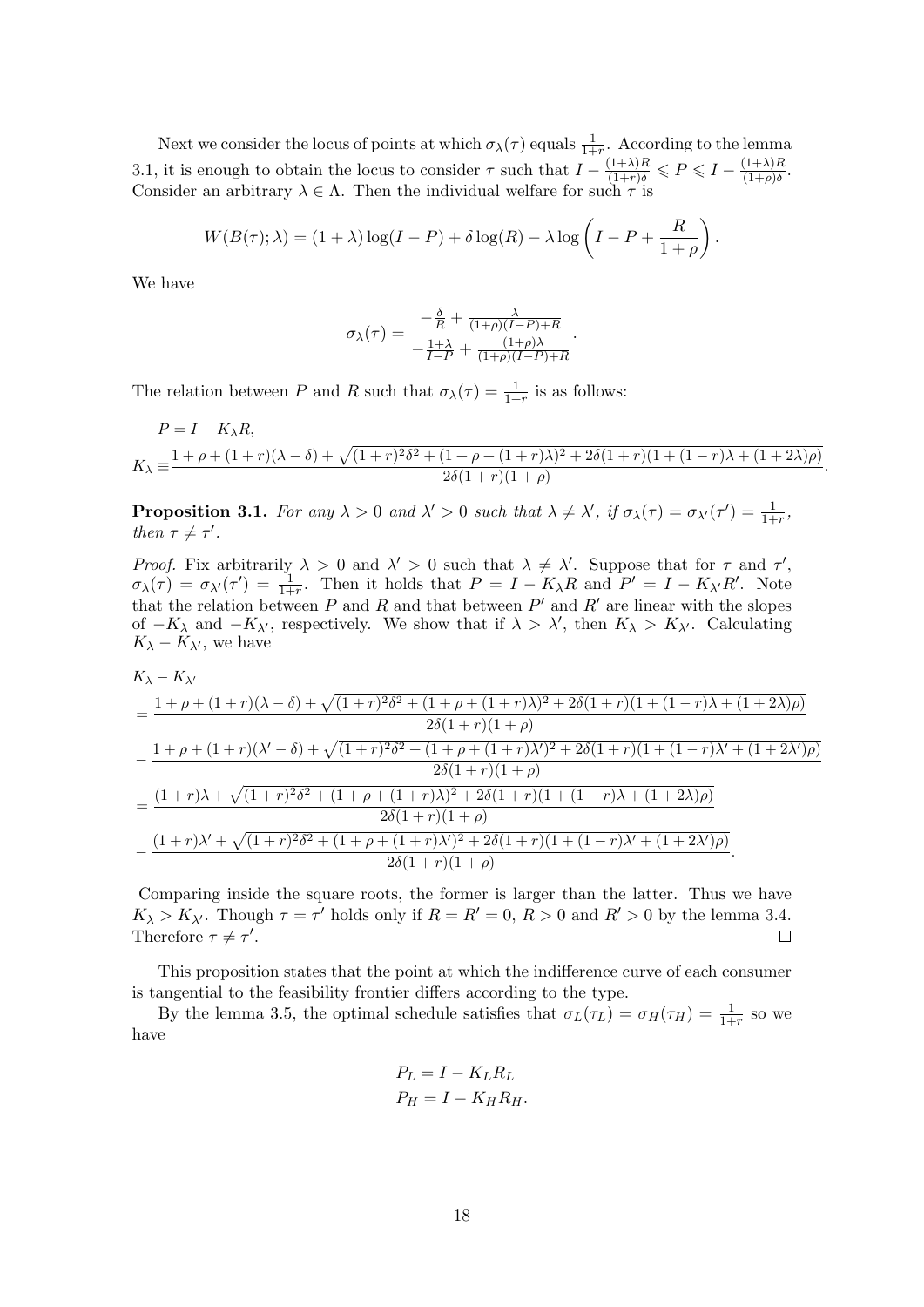Next we consider the locus of points at which $\sigma_\lambda(\tau)$ equals $\frac{1}{1+r}$. According to the lemma 3.1, it is enough to obtain the locus to consider $\tau$ such that $I - \frac{(1+\lambda)R}{(1+r)\delta} \leqslant P \leqslant I - \frac{(1+\lambda)R}{(1+\rho)\delta}$. Consider an arbitrary $\lambda \in \Lambda$. Then the individual welfare for such $\tau$ is

$$W(B(\tau); \lambda) = (1+\lambda)\log(I-P) + \delta \log(R) - \lambda \log\left(I - P + \frac{R}{1+\rho}\right).$$

We have

$$\sigma_\lambda(\tau) = \frac{-\frac{\delta}{R} + \frac{\lambda}{(1+\rho)(I-P)+R}}{-\frac{1+\lambda}{I-P} + \frac{(1+\rho)\lambda}{(1+\rho)(I-P)+R}}.$$

The relation between $P$ and $R$ such that $\sigma_\lambda(\tau) = \frac{1}{1+r}$ is as follows:

$$P = I - K_\lambda R,$$
$$K_\lambda \equiv \frac{1+\rho+(1+r)(\lambda-\delta)+\sqrt{(1+r)^2\delta^2+(1+\rho+(1+r)\lambda)^2+2\delta(1+r)(1+(1-r)\lambda+(1+2\lambda)\rho)}}{2\delta(1+r)(1+\rho)}.$$

**Proposition 3.1.** *For any $\lambda > 0$ and $\lambda' > 0$ such that $\lambda \neq \lambda'$, if $\sigma_\lambda(\tau) = \sigma_{\lambda'}(\tau') = \frac{1}{1+r}$, then $\tau \neq \tau'$.*

*Proof.* Fix arbitrarily $\lambda > 0$ and $\lambda' > 0$ such that $\lambda \neq \lambda'$. Suppose that for $\tau$ and $\tau'$, $\sigma_\lambda(\tau) = \sigma_{\lambda'}(\tau') = \frac{1}{1+r}$. Then it holds that $P = I - K_\lambda R$ and $P' = I - K_{\lambda'} R'$. Note that the relation between $P$ and $R$ and that between $P'$ and $R'$ are linear with the slopes of $-K_\lambda$ and $-K_{\lambda'}$, respectively. We show that if $\lambda > \lambda'$, then $K_\lambda > K_{\lambda'}$. Calculating $K_\lambda - K_{\lambda'}$, we have

$$\begin{aligned}
&K_\lambda - K_{\lambda'} \\
&= \frac{1+\rho+(1+r)(\lambda-\delta)+\sqrt{(1+r)^2\delta^2+(1+\rho+(1+r)\lambda)^2+2\delta(1+r)(1+(1-r)\lambda+(1+2\lambda)\rho)}}{2\delta(1+r)(1+\rho)} \\
&- \frac{1+\rho+(1+r)(\lambda'-\delta)+\sqrt{(1+r)^2\delta^2+(1+\rho+(1+r)\lambda')^2+2\delta(1+r)(1+(1-r)\lambda'+(1+2\lambda')\rho)}}{2\delta(1+r)(1+\rho)} \\
&= \frac{(1+r)\lambda+\sqrt{(1+r)^2\delta^2+(1+\rho+(1+r)\lambda)^2+2\delta(1+r)(1+(1-r)\lambda+(1+2\lambda)\rho)}}{2\delta(1+r)(1+\rho)} \\
&- \frac{(1+r)\lambda'+\sqrt{(1+r)^2\delta^2+(1+\rho+(1+r)\lambda')^2+2\delta(1+r)(1+(1-r)\lambda'+(1+2\lambda')\rho)}}{2\delta(1+r)(1+\rho)}.
\end{aligned}$$

Comparing inside the square roots, the former is larger than the latter. Thus we have $K_\lambda > K_{\lambda'}$. Though $\tau = \tau'$ holds only if $R = R' = 0$, $R > 0$ and $R' > 0$ by the lemma 3.4. Therefore $\tau \neq \tau'$. □

This proposition states that the point at which the indifference curve of each consumer is tangential to the feasibility frontier differs according to the type.

By the lemma 3.5, the optimal schedule satisfies that $\sigma_L(\tau_L) = \sigma_H(\tau_H) = \frac{1}{1+r}$ so we have

$$\begin{aligned}
P_L &= I - K_L R_L \\
P_H &= I - K_H R_H.
\end{aligned}$$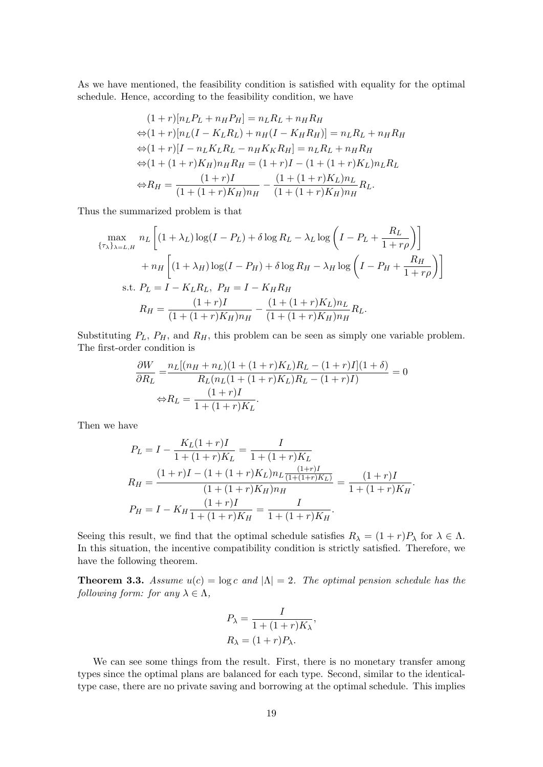As we have mentioned, the feasibility condition is satisfied with equality for the optimal schedule. Hence, according to the feasibility condition, we have

$$
\begin{aligned}
&(1+r)[n_L P_L + n_H P_H] = n_L R_L + n_H R_H \\
\Leftrightarrow &(1+r)[n_L(I - K_L R_L) + n_H(I - K_H R_H)] = n_L R_L + n_H R_H \\
\Leftrightarrow &(1+r)[I - n_L K_L R_L - n_H K_K R_H] = n_L R_L + n_H R_H \\
\Leftrightarrow &(1 + (1+r)K_H) n_H R_H = (1+r)I - (1 + (1+r)K_L) n_L R_L \\
\Leftrightarrow &R_H = \frac{(1+r)I}{(1 + (1+r)K_H)n_H} - \frac{(1 + (1+r)K_L)n_L}{(1 + (1+r)K_H)n_H} R_L.
\end{aligned}
$$

Thus the summarized problem is that

$$
\begin{aligned}
\max_{\{\tau_\lambda\}_{\lambda=L,H}} \; & n_L \left[ (1+\lambda_L)\log(I - P_L) + \delta \log R_L - \lambda_L \log\left( I - P_L + \frac{R_L}{1 + r\rho} \right) \right] \\
& + n_H \left[ (1+\lambda_H)\log(I - P_H) + \delta \log R_H - \lambda_H \log\left( I - P_H + \frac{R_H}{1 + r\rho} \right) \right] \\
\text{s.t. } & P_L = I - K_L R_L, \; P_H = I - K_H R_H \\
& R_H = \frac{(1+r)I}{(1 + (1+r)K_H)n_H} - \frac{(1 + (1+r)K_L)n_L}{(1 + (1+r)K_H)n_H} R_L.
\end{aligned}
$$

Substituting $P_L$, $P_H$, and $R_H$, this problem can be seen as simply one variable problem. The first-order condition is

$$
\begin{aligned}
\frac{\partial W}{\partial R_L} = & \frac{n_L[(n_H + n_L)(1 + (1+r)K_L)R_L - (1+r)I](1+\delta)}{R_L(n_L(1 + (1+r)K_L)R_L - (1+r)I)} = 0 \\
\Leftrightarrow & R_L = \frac{(1+r)I}{1 + (1+r)K_L}.
\end{aligned}
$$

Then we have

$$
\begin{aligned}
P_L &= I - \frac{K_L(1+r)I}{1 + (1+r)K_L} = \frac{I}{1 + (1+r)K_L} \\
R_H &= \frac{(1+r)I - (1 + (1+r)K_L)n_L \frac{(1+r)I}{(1 + (1+r)K_L)}}{(1 + (1+r)K_H)n_H} = \frac{(1+r)I}{1 + (1+r)K_H}. \\
P_H &= I - K_H \frac{(1+r)I}{1 + (1+r)K_H} = \frac{I}{1 + (1+r)K_H}.
\end{aligned}
$$

Seeing this result, we find that the optimal schedule satisfies $R_\lambda = (1+r)P_\lambda$ for $\lambda \in \Lambda$. In this situation, the incentive compatibility condition is strictly satisfied. Therefore, we have the following theorem.

**Theorem 3.3.** *Assume $u(c) = \log c$ and $|\Lambda| = 2$. The optimal pension schedule has the following form: for any $\lambda \in \Lambda$,*

$$
\begin{aligned}
P_\lambda &= \frac{I}{1 + (1+r)K_\lambda}, \\
R_\lambda &= (1+r)P_\lambda.
\end{aligned}
$$

We can see some things from the result. First, there is no monetary transfer among types since the optimal plans are balanced for each type. Second, similar to the identical-type case, there are no private saving and borrowing at the optimal schedule. This implies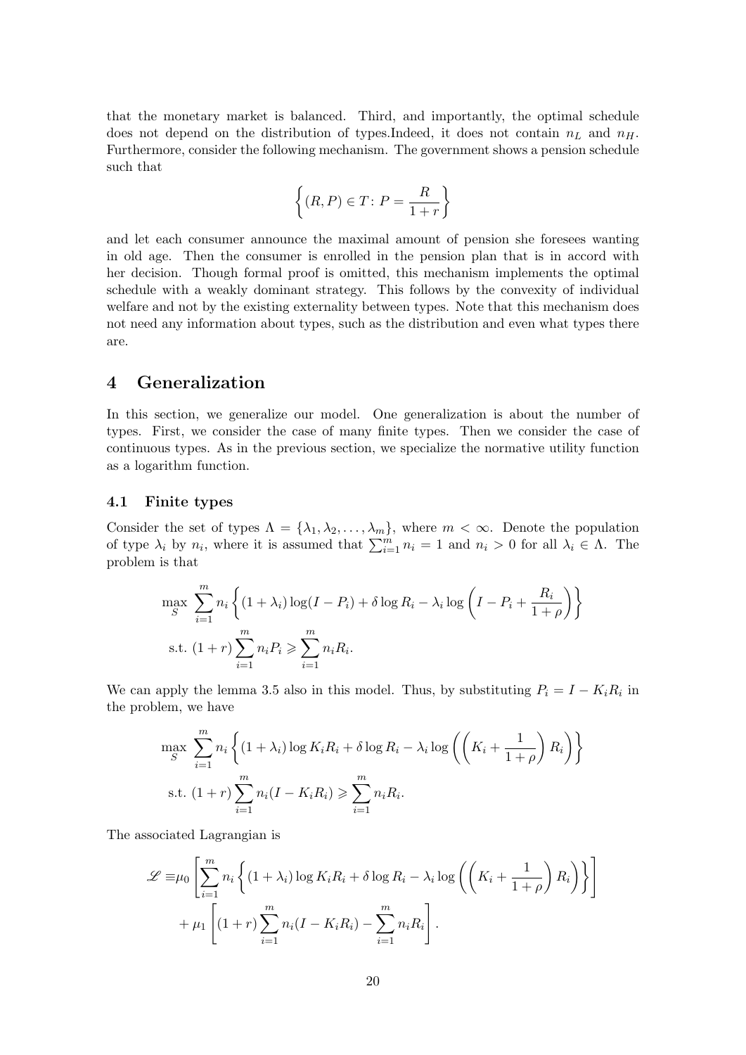that the monetary market is balanced. Third, and importantly, the optimal schedule does not depend on the distribution of types.Indeed, it does not contain $n_L$ and $n_H$. Furthermore, consider the following mechanism. The government shows a pension schedule such that

$$\left\{(R, P) \in T \colon P = \frac{R}{1+r}\right\}$$

and let each consumer announce the maximal amount of pension she foresees wanting in old age. Then the consumer is enrolled in the pension plan that is in accord with her decision. Though formal proof is omitted, this mechanism implements the optimal schedule with a weakly dominant strategy. This follows by the convexity of individual welfare and not by the existing externality between types. Note that this mechanism does not need any information about types, such as the distribution and even what types there are.

# 4 Generalization

In this section, we generalize our model. One generalization is about the number of types. First, we consider the case of many finite types. Then we consider the case of continuous types. As in the previous section, we specialize the normative utility function as a logarithm function.

## 4.1 Finite types

Consider the set of types $\Lambda = \{\lambda_1, \lambda_2, \dots, \lambda_m\}$, where $m < \infty$. Denote the population of type $\lambda_i$ by $n_i$, where it is assumed that $\sum_{i=1}^m n_i = 1$ and $n_i > 0$ for all $\lambda_i \in \Lambda$. The problem is that

$$\begin{aligned}
&\max_{S} \ \sum_{i=1}^{m} n_i \left\{ (1+\lambda_i)\log(I - P_i) + \delta \log R_i - \lambda_i \log\left( I - P_i + \frac{R_i}{1+\rho} \right) \right\} \\
&\text{s.t. } (1+r)\sum_{i=1}^{m} n_i P_i \geqslant \sum_{i=1}^{m} n_i R_i.
\end{aligned}$$

We can apply the lemma 3.5 also in this model. Thus, by substituting $P_i = I - K_i R_i$ in the problem, we have

$$\begin{aligned}
&\max_{S} \ \sum_{i=1}^{m} n_i \left\{ (1+\lambda_i)\log K_i R_i + \delta \log R_i - \lambda_i \log\left( \left( K_i + \frac{1}{1+\rho} \right) R_i \right) \right\} \\
&\text{s.t. } (1+r)\sum_{i=1}^{m} n_i (I - K_i R_i) \geqslant \sum_{i=1}^{m} n_i R_i.
\end{aligned}$$

The associated Lagrangian is

$$\begin{aligned}
\mathscr{L} \equiv &\mu_0 \left[ \sum_{i=1}^{m} n_i \left\{ (1+\lambda_i)\log K_i R_i + \delta \log R_i - \lambda_i \log\left( \left( K_i + \frac{1}{1+\rho} \right) R_i \right) \right\} \right] \\
&+ \mu_1 \left[ (1+r)\sum_{i=1}^{m} n_i (I - K_i R_i) - \sum_{i=1}^{m} n_i R_i \right].
\end{aligned}$$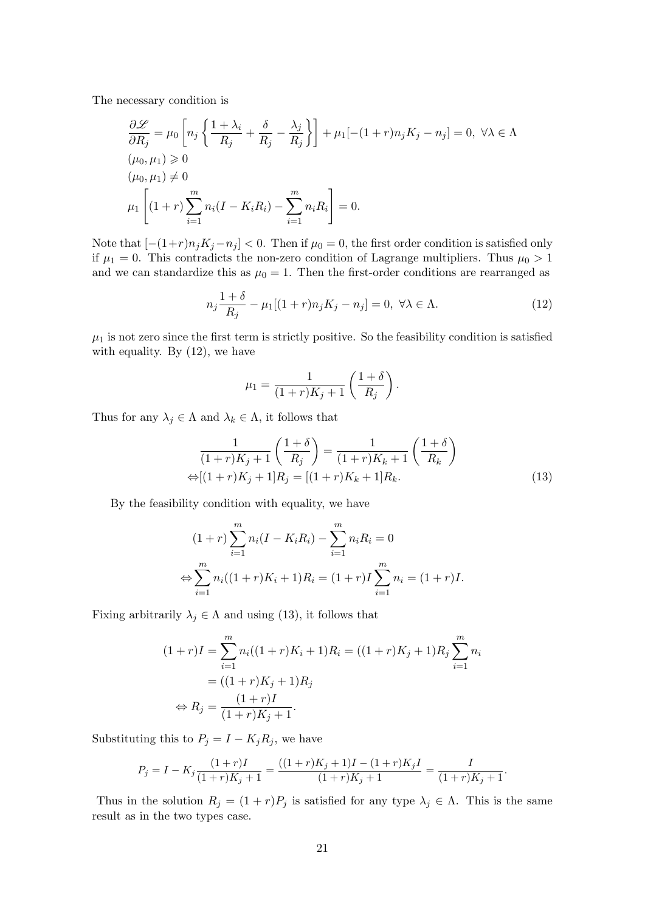The necessary condition is

$$
\begin{aligned}
&\frac{\partial \mathscr{L}}{\partial R_j} = \mu_0 \left[ n_j \left\{ \frac{1+\lambda_i}{R_j} + \frac{\delta}{R_j} - \frac{\lambda_j}{R_j} \right\} \right] + \mu_1[-(1+r)n_jK_j - n_j] = 0,\ \forall \lambda \in \Lambda \\
&(\mu_0, \mu_1) \geqslant 0 \\
&(\mu_0, \mu_1) \neq 0 \\
&\mu_1 \left[ (1+r)\sum_{i=1}^{m} n_i(I - K_iR_i) - \sum_{i=1}^{m} n_iR_i \right] = 0.
\end{aligned}
$$

Note that $[-(1+r)n_jK_j - n_j] < 0$. Then if $\mu_0 = 0$, the first order condition is satisfied only if $\mu_1 = 0$. This contradicts the non-zero condition of Lagrange multipliers. Thus $\mu_0 > 1$ and we can standardize this as $\mu_0 = 1$. Then the first-order conditions are rearranged as

$$
n_j \frac{1+\delta}{R_j} - \mu_1[(1+r)n_jK_j - n_j] = 0,\ \forall \lambda \in \Lambda. \tag{12}
$$

$\mu_1$ is not zero since the first term is strictly positive. So the feasibility condition is satisfied with equality. By (12), we have

$$
\mu_1 = \frac{1}{(1+r)K_j + 1}\left( \frac{1+\delta}{R_j} \right).
$$

Thus for any $\lambda_j \in \Lambda$ and $\lambda_k \in \Lambda$, it follows that

$$
\begin{aligned}
&\frac{1}{(1+r)K_j + 1}\left( \frac{1+\delta}{R_j} \right) = \frac{1}{(1+r)K_k + 1}\left( \frac{1+\delta}{R_k} \right) \\
\Leftrightarrow &[(1+r)K_j + 1]R_j = [(1+r)K_k + 1]R_k. 
\end{aligned} \tag{13}
$$

By the feasibility condition with equality, we have

$$
\begin{aligned}
&(1+r)\sum_{i=1}^{m} n_i(I - K_iR_i) - \sum_{i=1}^{m} n_iR_i = 0 \\
\Leftrightarrow &\sum_{i=1}^{m} n_i((1+r)K_i + 1)R_i = (1+r)I\sum_{i=1}^{m} n_i = (1+r)I.
\end{aligned}
$$

Fixing arbitrarily $\lambda_j \in \Lambda$ and using (13), it follows that

$$
\begin{aligned}
(1+r)I &= \sum_{i=1}^{m} n_i((1+r)K_i + 1)R_i = ((1+r)K_j + 1)R_j \sum_{i=1}^{m} n_i \\
&= ((1+r)K_j + 1)R_j \\
\Leftrightarrow R_j &= \frac{(1+r)I}{(1+r)K_j + 1}.
\end{aligned}
$$

Substituting this to $P_j = I - K_jR_j$, we have

$$
P_j = I - K_j \frac{(1+r)I}{(1+r)K_j + 1} = \frac{((1+r)K_j + 1)I - (1+r)K_jI}{(1+r)K_j + 1} = \frac{I}{(1+r)K_j + 1}.
$$

Thus in the solution $R_j = (1+r)P_j$ is satisfied for any type $\lambda_j \in \Lambda$. This is the same result as in the two types case.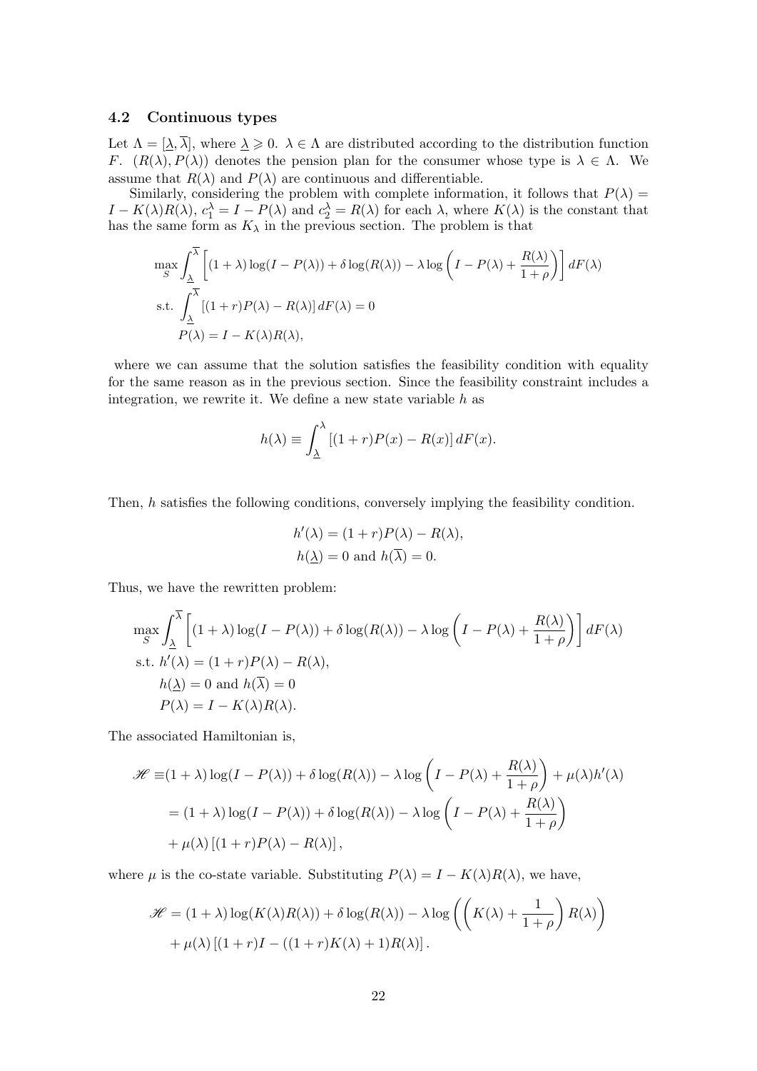### 4.2 Continuous types

Let $\Lambda = [\underline{\lambda}, \overline{\lambda}]$, where $\underline{\lambda} \geqslant 0$. $\lambda \in \Lambda$ are distributed according to the distribution function $F$. $(R(\lambda), P(\lambda))$ denotes the pension plan for the consumer whose type is $\lambda \in \Lambda$. We assume that $R(\lambda)$ and $P(\lambda)$ are continuous and differentiable.

Similarly, considering the problem with complete information, it follows that $P(\lambda) = I - K(\lambda)R(\lambda)$, $c_1^\lambda = I - P(\lambda)$ and $c_2^\lambda = R(\lambda)$ for each $\lambda$, where $K(\lambda)$ is the constant that has the same form as $K_\lambda$ in the previous section. The problem is that

$$
\begin{aligned}
&\max_S \int_{\underline{\lambda}}^{\overline{\lambda}} \left[ (1+\lambda)\log(I - P(\lambda)) + \delta \log(R(\lambda)) - \lambda \log\left( I - P(\lambda) + \frac{R(\lambda)}{1+\rho} \right) \right] dF(\lambda) \\
&\text{s.t. } \int_{\underline{\lambda}}^{\overline{\lambda}} \left[ (1+r)P(\lambda) - R(\lambda) \right] dF(\lambda) = 0 \\
&\quad\ \ P(\lambda) = I - K(\lambda)R(\lambda),
\end{aligned}
$$

where we can assume that the solution satisfies the feasibility condition with equality for the same reason as in the previous section. Since the feasibility constraint includes a integration, we rewrite it. We define a new state variable $h$ as

$$
h(\lambda) \equiv \int_{\underline{\lambda}}^{\lambda} \left[ (1+r)P(x) - R(x) \right] dF(x).
$$

Then, $h$ satisfies the following conditions, conversely implying the feasibility condition.

$$
\begin{aligned}
h'(\lambda) &= (1+r)P(\lambda) - R(\lambda), \\
h(\underline{\lambda}) &= 0 \text{ and } h(\overline{\lambda}) = 0.
\end{aligned}
$$

Thus, we have the rewritten problem:

$$
\begin{aligned}
&\max_S \int_{\underline{\lambda}}^{\overline{\lambda}} \left[ (1+\lambda)\log(I - P(\lambda)) + \delta \log(R(\lambda)) - \lambda \log\left( I - P(\lambda) + \frac{R(\lambda)}{1+\rho} \right) \right] dF(\lambda) \\
&\text{s.t. } h'(\lambda) = (1+r)P(\lambda) - R(\lambda), \\
&\quad\ \ h(\underline{\lambda}) = 0 \text{ and } h(\overline{\lambda}) = 0 \\
&\quad\ \ P(\lambda) = I - K(\lambda)R(\lambda).
\end{aligned}
$$

The associated Hamiltonian is,

$$
\begin{aligned}
\mathscr{H} \equiv& (1+\lambda)\log(I - P(\lambda)) + \delta \log(R(\lambda)) - \lambda \log\left( I - P(\lambda) + \frac{R(\lambda)}{1+\rho} \right) + \mu(\lambda) h'(\lambda) \\
=& (1+\lambda)\log(I - P(\lambda)) + \delta \log(R(\lambda)) - \lambda \log\left( I - P(\lambda) + \frac{R(\lambda)}{1+\rho} \right) \\
&+ \mu(\lambda) \left[ (1+r)P(\lambda) - R(\lambda) \right],
\end{aligned}
$$

where $\mu$ is the co-state variable. Substituting $P(\lambda) = I - K(\lambda)R(\lambda)$, we have,

$$
\begin{aligned}
\mathscr{H} =& (1+\lambda)\log(K(\lambda)R(\lambda)) + \delta \log(R(\lambda)) - \lambda \log\left( \left( K(\lambda) + \frac{1}{1+\rho} \right) R(\lambda) \right) \\
&+ \mu(\lambda) \left[ (1+r)I - ((1+r)K(\lambda) + 1)R(\lambda) \right].
\end{aligned}
$$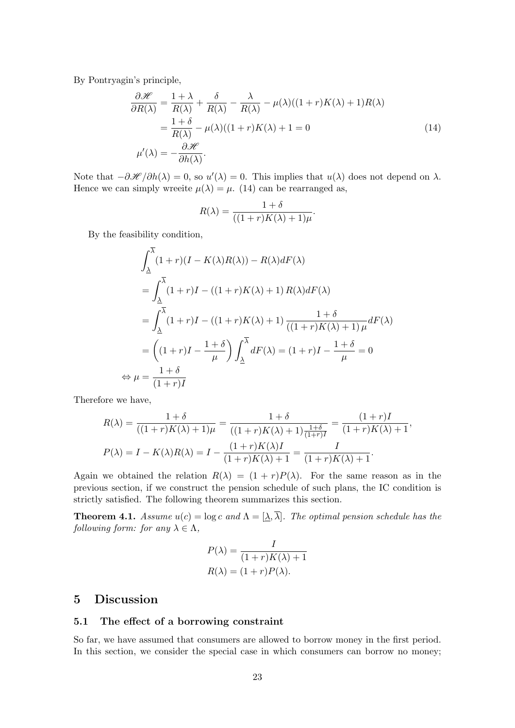By Pontryagin's principle,

$$
\begin{aligned}
\frac{\partial \mathscr{H}}{\partial R(\lambda)} &= \frac{1+\lambda}{R(\lambda)} + \frac{\delta}{R(\lambda)} - \frac{\lambda}{R(\lambda)} - \mu(\lambda)((1+r)K(\lambda)+1)R(\lambda) \\
&= \frac{1+\delta}{R(\lambda)} - \mu(\lambda)((1+r)K(\lambda)+1 = 0 \qquad (14) \\
\mu'(\lambda) &= -\frac{\partial \mathscr{H}}{\partial h(\lambda)}.
\end{aligned}
$$

Note that $-\partial \mathscr{H}/\partial h(\lambda) = 0$, so $u'(\lambda) = 0$. This implies that $u(\lambda)$ does not depend on $\lambda$. Hence we can simply wreeite $\mu(\lambda) = \mu$. (14) can be rearranged as,

$$
R(\lambda) = \frac{1+\delta}{((1+r)K(\lambda)+1)\mu}.
$$

By the feasibility condition,

$$
\begin{aligned}
&\int_{\underline{\lambda}}^{\overline{\lambda}} (1+r)(I - K(\lambda)R(\lambda)) - R(\lambda)dF(\lambda) \\
&= \int_{\underline{\lambda}}^{\overline{\lambda}} (1+r)I - \left((1+r)K(\lambda)+1\right)R(\lambda)dF(\lambda) \\
&= \int_{\underline{\lambda}}^{\overline{\lambda}} (1+r)I - \left((1+r)K(\lambda)+1\right)\frac{1+\delta}{\left((1+r)K(\lambda)+1\right)\mu}dF(\lambda) \\
&= \left((1+r)I - \frac{1+\delta}{\mu}\right)\int_{\underline{\lambda}}^{\overline{\lambda}} dF(\lambda) = (1+r)I - \frac{1+\delta}{\mu} = 0 \\
\Leftrightarrow \mu &= \frac{1+\delta}{(1+r)I}
\end{aligned}
$$

Therefore we have,

$$
\begin{aligned}
R(\lambda) &= \frac{1+\delta}{((1+r)K(\lambda)+1)\mu} = \frac{1+\delta}{((1+r)K(\lambda)+1)\frac{1+\delta}{(1+r)I}} = \frac{(1+r)I}{(1+r)K(\lambda)+1}, \\
P(\lambda) &= I - K(\lambda)R(\lambda) = I - \frac{(1+r)K(\lambda)I}{(1+r)K(\lambda)+1} = \frac{I}{(1+r)K(\lambda)+1}.
\end{aligned}
$$

Again we obtained the relation $R(\lambda) = (1+r)P(\lambda)$. For the same reason as in the previous section, if we construct the pension schedule of such plans, the IC condition is strictly satisfied. The following theorem summarizes this section.

**Theorem 4.1.** *Assume $u(c) = \log c$ and $\Lambda = [\underline{\lambda}, \overline{\lambda}]$. The optimal pension schedule has the following form: for any $\lambda \in \Lambda$,*

$$
\begin{aligned}
P(\lambda) &= \frac{I}{(1+r)K(\lambda)+1} \\
R(\lambda) &= (1+r)P(\lambda).
\end{aligned}
$$

## 5 Discussion

### 5.1 The effect of a borrowing constraint

So far, we have assumed that consumers are allowed to borrow money in the first period. In this section, we consider the special case in which consumers can borrow no money;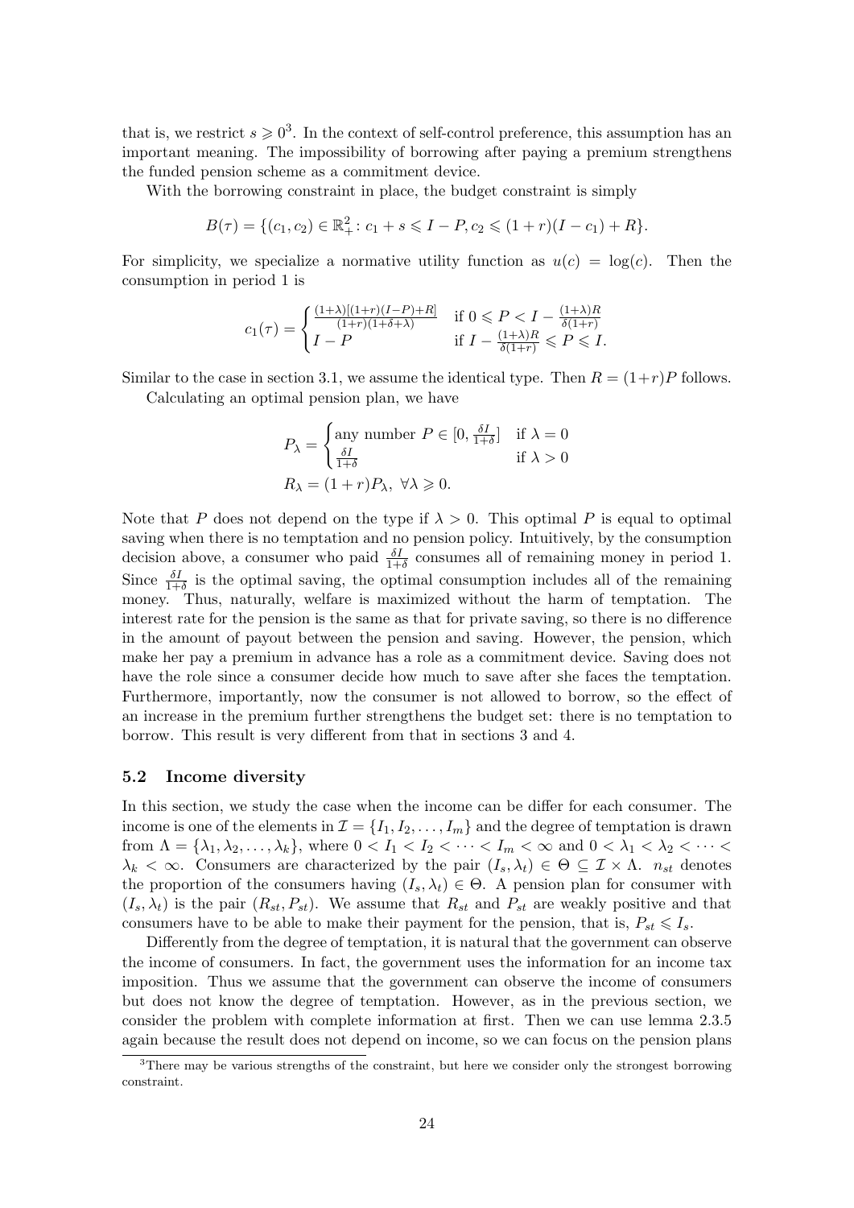that is, we restrict $s \geqslant 0$[3]. In the context of self-control preference, this assumption has an important meaning. The impossibility of borrowing after paying a premium strengthens the funded pension scheme as a commitment device.

With the borrowing constraint in place, the budget constraint is simply

$$B(\tau) = \{(c_1, c_2) \in \mathbb{R}^2_+ \colon c_1 + s \leqslant I - P, c_2 \leqslant (1+r)(I - c_1) + R\}.$$

For simplicity, we specialize a normative utility function as $u(c) = \log(c)$. Then the consumption in period 1 is

$$c_1(\tau) = \begin{cases} \frac{(1+\lambda)[(1+r)(I-P)+R]}{(1+r)(1+\delta+\lambda)} & \text{if } 0 \leqslant P < I - \frac{(1+\lambda)R}{\delta(1+r)} \\ I - P & \text{if } I - \frac{(1+\lambda)R}{\delta(1+r)} \leqslant P \leqslant I. \end{cases}$$

Similar to the case in section 3.1, we assume the identical type. Then $R = (1+r)P$ follows.

Calculating an optimal pension plan, we have

$$P_\lambda = \begin{cases} \text{any number } P \in [0, \frac{\delta I}{1+\delta}] & \text{if } \lambda = 0 \\ \frac{\delta I}{1+\delta} & \text{if } \lambda > 0 \end{cases}$$
$$R_\lambda = (1+r)P_\lambda, \ \forall \lambda \geqslant 0.$$

Note that $P$ does not depend on the type if $\lambda > 0$. This optimal $P$ is equal to optimal saving when there is no temptation and no pension policy. Intuitively, by the consumption decision above, a consumer who paid $\frac{\delta I}{1+\delta}$ consumes all of remaining money in period 1. Since $\frac{\delta I}{1+\delta}$ is the optimal saving, the optimal consumption includes all of the remaining money. Thus, naturally, welfare is maximized without the harm of temptation. The interest rate for the pension is the same as that for private saving, so there is no difference in the amount of payout between the pension and saving. However, the pension, which make her pay a premium in advance has a role as a commitment device. Saving does not have the role since a consumer decide how much to save after she faces the temptation. Furthermore, importantly, now the consumer is not allowed to borrow, so the effect of an increase in the premium further strengthens the budget set: there is no temptation to borrow. This result is very different from that in sections 3 and 4.

### 5.2 Income diversity

In this section, we study the case when the income can be differ for each consumer. The income is one of the elements in $\mathcal{I} = \{I_1, I_2, \ldots, I_m\}$ and the degree of temptation is drawn from $\Lambda = \{\lambda_1, \lambda_2, \ldots, \lambda_k\}$, where $0 < I_1 < I_2 < \cdots < I_m < \infty$ and $0 < \lambda_1 < \lambda_2 < \cdots < \lambda_k < \infty$. Consumers are characterized by the pair $(I_s, \lambda_t) \in \Theta \subseteq \mathcal{I} \times \Lambda$. $n_{st}$ denotes the proportion of the consumers having $(I_s, \lambda_t) \in \Theta$. A pension plan for consumer with $(I_s, \lambda_t)$ is the pair $(R_{st}, P_{st})$. We assume that $R_{st}$ and $P_{st}$ are weakly positive and that consumers have to be able to make their payment for the pension, that is, $P_{st} \leqslant I_s$.

Differently from the degree of temptation, it is natural that the government can observe the income of consumers. In fact, the government uses the information for an income tax imposition. Thus we assume that the government can observe the income of consumers but does not know the degree of temptation. However, as in the previous section, we consider the problem with complete information at first. Then we can use lemma 2.3.5 again because the result does not depend on income, so we can focus on the pension plans

[3] There may be various strengths of the constraint, but here we consider only the strongest borrowing constraint.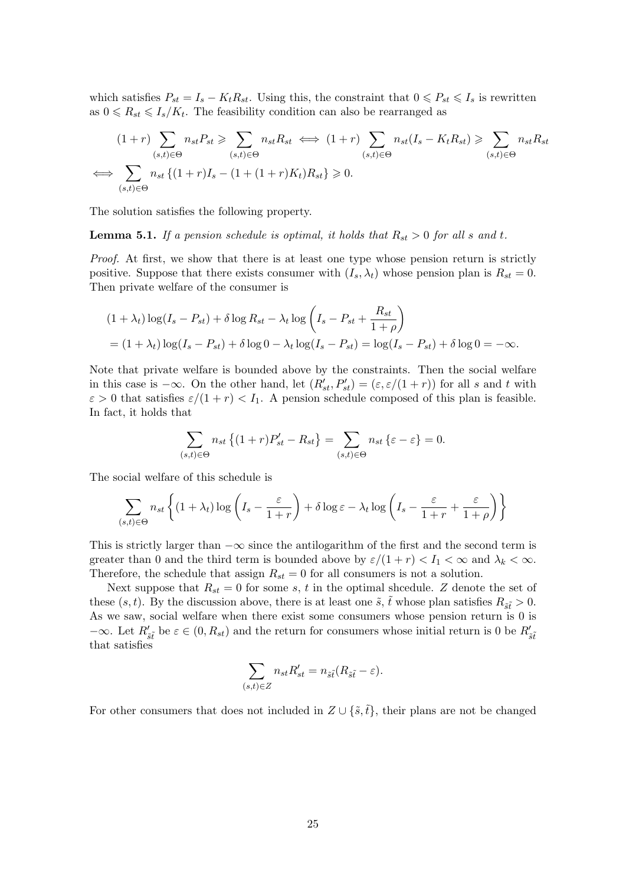which satisfies $P_{st} = I_s - K_t R_{st}$. Using this, the constraint that $0 \leqslant P_{st} \leqslant I_s$ is rewritten as $0 \leqslant R_{st} \leqslant I_s/K_t$. The feasibility condition can also be rearranged as

$$
\begin{aligned}
&(1+r) \sum_{(s,t)\in\Theta} n_{st} P_{st} \geqslant \sum_{(s,t)\in\Theta} n_{st} R_{st} \iff (1+r) \sum_{(s,t)\in\Theta} n_{st}(I_s - K_t R_{st}) \geqslant \sum_{(s,t)\in\Theta} n_{st} R_{st} \\
\iff &\sum_{(s,t)\in\Theta} n_{st} \left\{(1+r)I_s - (1+(1+r)K_t)R_{st}\right\} \geqslant 0.
\end{aligned}
$$

The solution satisfies the following property.

**Lemma 5.1.** *If a pension schedule is optimal, it holds that $R_{st} > 0$ for all $s$ and $t$.*

*Proof.* At first, we show that there is at least one type whose pension return is strictly positive. Suppose that there exists consumer with $(I_s, \lambda_t)$ whose pension plan is $R_{st} = 0$. Then private welfare of the consumer is

$$
\begin{aligned}
&(1+\lambda_t)\log(I_s - P_{st}) + \delta \log R_{st} - \lambda_t \log\left(I_s - P_{st} + \frac{R_{st}}{1+\rho}\right) \\
&= (1+\lambda_t)\log(I_s - P_{st}) + \delta \log 0 - \lambda_t \log(I_s - P_{st}) = \log(I_s - P_{st}) + \delta \log 0 = -\infty.
\end{aligned}
$$

Note that private welfare is bounded above by the constraints. Then the social welfare in this case is $-\infty$. On the other hand, let $(R'_{st}, P'_{st}) = (\varepsilon, \varepsilon/(1+r))$ for all $s$ and $t$ with $\varepsilon > 0$ that satisfies $\varepsilon/(1+r) < I_1$. A pension schedule composed of this plan is feasible. In fact, it holds that

$$
\sum_{(s,t)\in\Theta} n_{st} \left\{(1+r)P'_{st} - R_{st}\right\} = \sum_{(s,t)\in\Theta} n_{st} \left\{\varepsilon - \varepsilon\right\} = 0.
$$

The social welfare of this schedule is

$$
\sum_{(s,t)\in\Theta} n_{st} \left\{(1+\lambda_t)\log\left(I_s - \frac{\varepsilon}{1+r}\right) + \delta \log \varepsilon - \lambda_t \log\left(I_s - \frac{\varepsilon}{1+r} + \frac{\varepsilon}{1+\rho}\right)\right\}
$$

This is strictly larger than $-\infty$ since the antilogarithm of the first and the second term is greater than 0 and the third term is bounded above by $\varepsilon/(1+r) < I_1 < \infty$ and $\lambda_k < \infty$. Therefore, the schedule that assign $R_{st} = 0$ for all consumers is not a solution.

Next suppose that $R_{st} = 0$ for some $s$, $t$ in the optimal shcedule. $Z$ denote the set of these $(s, t)$. By the discussion above, there is at least one $\tilde{s}$, $\tilde{t}$ whose plan satisfies $R_{\tilde{s}\tilde{t}} > 0$. As we saw, social welfare when there exist some consumers whose pension return is 0 is $-\infty$. Let $R'_{\tilde{s}\tilde{t}}$ be $\varepsilon \in (0, R_{st})$ and the return for consumers whose initial return is 0 be $R'_{\tilde{s}\tilde{t}}$ that satisfies

$$
\sum_{(s,t)\in Z} n_{st} R'_{st} = n_{\tilde{s}\tilde{t}}(R_{\tilde{s}\tilde{t}} - \varepsilon).
$$

For other consumers that does not included in $Z \cup \{\tilde{s}, \tilde{t}\}$, their plans are not be changed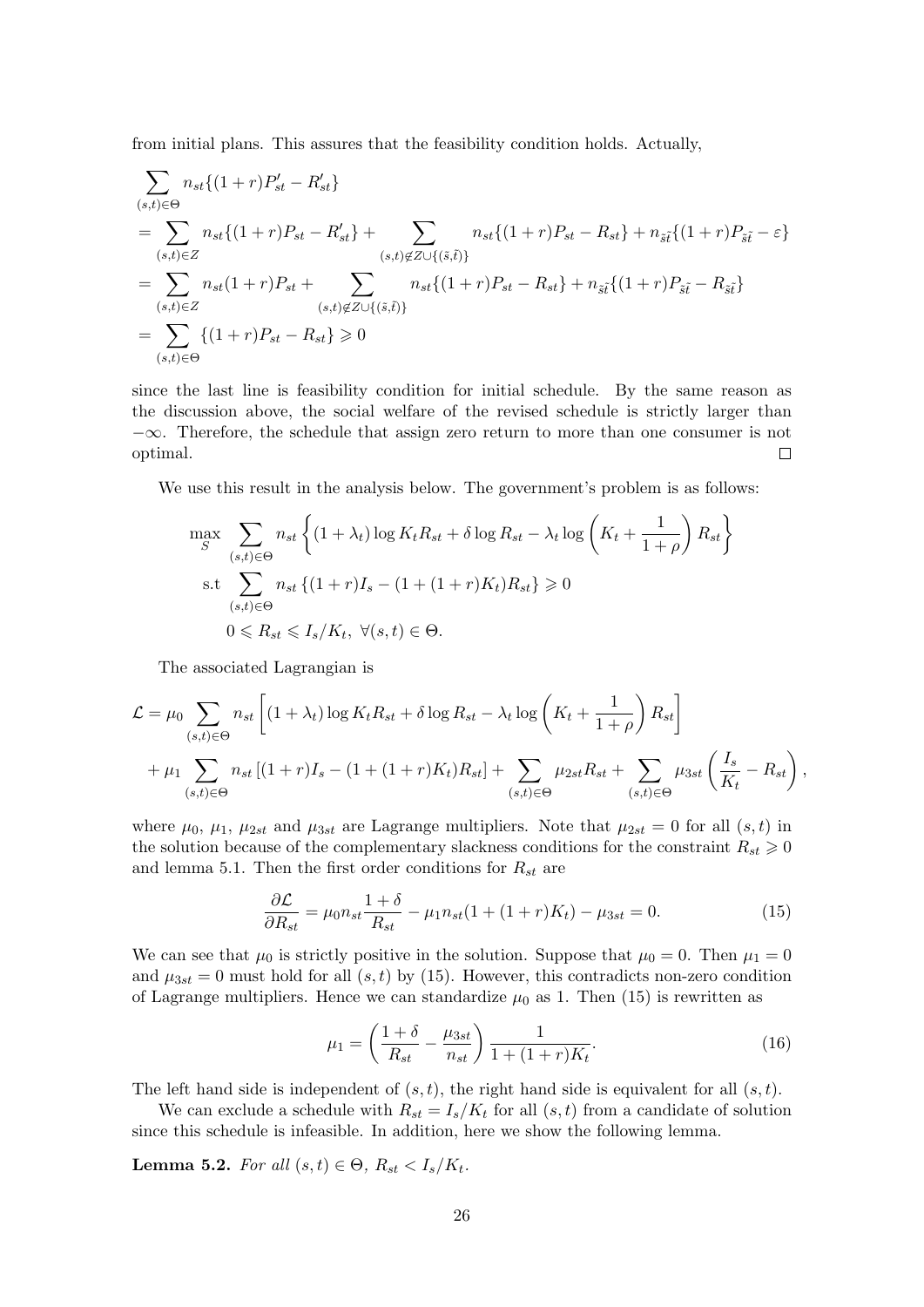from initial plans. This assures that the feasibility condition holds. Actually,

$$
\begin{aligned}
&\sum_{(s,t)\in\Theta} n_{st}\{(1+r)P'_{st} - R'_{st}\} \\
&= \sum_{(s,t)\in Z} n_{st}\{(1+r)P_{st} - R'_{st}\} + \sum_{(s,t)\notin Z\cup\{(\tilde{s},\tilde{t})\}} n_{st}\{(1+r)P_{st} - R_{st}\} + n_{\tilde{s}\tilde{t}}\{(1+r)P_{\tilde{s}\tilde{t}} - \varepsilon\} \\
&= \sum_{(s,t)\in Z} n_{st}(1+r)P_{st} + \sum_{(s,t)\notin Z\cup\{(\tilde{s},\tilde{t})\}} n_{st}\{(1+r)P_{st} - R_{st}\} + n_{\tilde{s}\tilde{t}}\{(1+r)P_{\tilde{s}\tilde{t}} - R_{\tilde{s}\tilde{t}}\} \\
&= \sum_{(s,t)\in\Theta} \{(1+r)P_{st} - R_{st}\} \geqslant 0
\end{aligned}
$$

since the last line is feasibility condition for initial schedule. By the same reason as the discussion above, the social welfare of the revised schedule is strictly larger than $-\infty$. Therefore, the schedule that assign zero return to more than one consumer is not optimal. $\square$

We use this result in the analysis below. The government's problem is as follows:

$$
\begin{aligned}
\max_{S} \quad & \sum_{(s,t)\in\Theta} n_{st}\left\{(1+\lambda_t)\log K_t R_{st} + \delta \log R_{st} - \lambda_t \log\left(K_t + \frac{1}{1+\rho}\right) R_{st}\right\} \\
\text{s.t} \quad & \sum_{(s,t)\in\Theta} n_{st}\left\{(1+r)I_s - (1+(1+r)K_t)R_{st}\right\} \geqslant 0 \\
& 0 \leqslant R_{st} \leqslant I_s/K_t, \ \forall (s,t)\in\Theta.
\end{aligned}
$$

The associated Lagrangian is

$$
\begin{aligned}
\mathcal{L} = {} & \mu_0 \sum_{(s,t)\in\Theta} n_{st}\left[(1+\lambda_t)\log K_t R_{st} + \delta \log R_{st} - \lambda_t \log\left(K_t + \frac{1}{1+\rho}\right) R_{st}\right] \\
& + \mu_1 \sum_{(s,t)\in\Theta} n_{st}\left[(1+r)I_s - (1+(1+r)K_t)R_{st}\right] + \sum_{(s,t)\in\Theta} \mu_{2st} R_{st} + \sum_{(s,t)\in\Theta} \mu_{3st}\left(\frac{I_s}{K_t} - R_{st}\right),
\end{aligned}
$$

where $\mu_0$, $\mu_1$, $\mu_{2st}$ and $\mu_{3st}$ are Lagrange multipliers. Note that $\mu_{2st} = 0$ for all $(s,t)$ in the solution because of the complementary slackness conditions for the constraint $R_{st} \geqslant 0$ and lemma 5.1. Then the first order conditions for $R_{st}$ are

$$
\frac{\partial \mathcal{L}}{\partial R_{st}} = \mu_0 n_{st} \frac{1+\delta}{R_{st}} - \mu_1 n_{st}(1+(1+r)K_t) - \mu_{3st} = 0. \tag{15}
$$

We can see that $\mu_0$ is strictly positive in the solution. Suppose that $\mu_0 = 0$. Then $\mu_1 = 0$ and $\mu_{3st} = 0$ must hold for all $(s,t)$ by (15). However, this contradicts non-zero condition of Lagrange multipliers. Hence we can standardize $\mu_0$ as 1. Then (15) is rewritten as

$$
\mu_1 = \left(\frac{1+\delta}{R_{st}} - \frac{\mu_{3st}}{n_{st}}\right)\frac{1}{1+(1+r)K_t}. \tag{16}
$$

The left hand side is independent of $(s,t)$, the right hand side is equivalent for all $(s,t)$.

We can exclude a schedule with $R_{st} = I_s/K_t$ for all $(s,t)$ from a candidate of solution since this schedule is infeasible. In addition, here we show the following lemma.

**Lemma 5.2.** *For all $(s,t)\in\Theta$, $R_{st} < I_s/K_t$.*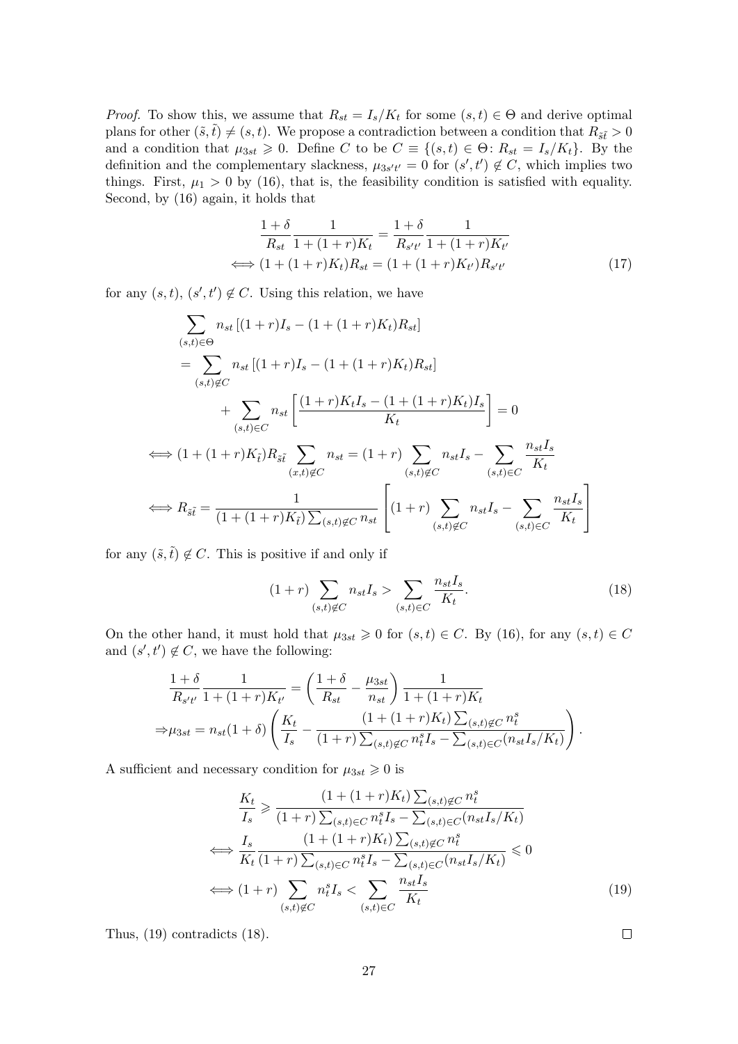*Proof.* To show this, we assume that $R_{st} = I_s/K_t$ for some $(s,t) \in \Theta$ and derive optimal plans for other $(\tilde{s},\tilde{t}) \neq (s,t)$. We propose a contradiction between a condition that $R_{\tilde{s}\tilde{t}} > 0$ and a condition that $\mu_{3st} \geqslant 0$. Define $C$ to be $C \equiv \{(s,t) \in \Theta \colon R_{st} = I_s/K_t\}$. By the definition and the complementary slackness, $\mu_{3s't'} = 0$ for $(s',t') \notin C$, which implies two things. First, $\mu_1 > 0$ by (16), that is, the feasibility condition is satisfied with equality. Second, by (16) again, it holds that

$$
\begin{aligned}
&\frac{1+\delta}{R_{st}} \frac{1}{1+(1+r)K_t} = \frac{1+\delta}{R_{s't'}} \frac{1}{1+(1+r)K_{t'}} \\
\iff &(1+(1+r)K_t)R_{st} = (1+(1+r)K_{t'})R_{s't'} \qquad (17)
\end{aligned}
$$

for any $(s,t)$, $(s',t') \notin C$. Using this relation, we have

$$
\begin{aligned}
&\sum_{(s,t)\in\Theta} n_{st}\left[(1+r)I_s - (1+(1+r)K_t)R_{st}\right] \\
&= \sum_{(s,t)\notin C} n_{st}\left[(1+r)I_s - (1+(1+r)K_t)R_{st}\right] \\
&\quad + \sum_{(s,t)\in C} n_{st}\left[\frac{(1+r)K_t I_s - (1+(1+r)K_t)I_s}{K_t}\right] = 0 \\
\iff &(1+(1+r)K_{\tilde{t}})R_{\tilde{s}\tilde{t}} \sum_{(x,t)\notin C} n_{st} = (1+r)\sum_{(s,t)\notin C} n_{st}I_s - \sum_{(s,t)\in C} \frac{n_{st}I_s}{K_t} \\
\iff &R_{\tilde{s}\tilde{t}} = \frac{1}{(1+(1+r)K_{\tilde{t}})\sum_{(s,t)\notin C} n_{st}}\left[(1+r)\sum_{(s,t)\notin C} n_{st}I_s - \sum_{(s,t)\in C}\frac{n_{st}I_s}{K_t}\right]
\end{aligned}
$$

for any $(\tilde{s},\tilde{t}) \notin C$. This is positive if and only if

$$
(1+r)\sum_{(s,t)\notin C} n_{st}I_s > \sum_{(s,t)\in C}\frac{n_{st}I_s}{K_t}. \qquad (18)
$$

On the other hand, it must hold that $\mu_{3st} \geqslant 0$ for $(s,t) \in C$. By (16), for any $(s,t) \in C$ and $(s',t') \notin C$, we have the following:

$$
\begin{aligned}
&\frac{1+\delta}{R_{s't'}} \frac{1}{1+(1+r)K_{t'}} = \left(\frac{1+\delta}{R_{st}} - \frac{\mu_{3st}}{n_{st}}\right)\frac{1}{1+(1+r)K_t} \\
\Rightarrow &\mu_{3st} = n_{st}(1+\delta)\left(\frac{K_t}{I_s} - \frac{(1+(1+r)K_t)\sum_{(s,t)\notin C} n_t^s}{(1+r)\sum_{(s,t)\notin C} n_t^s I_s - \sum_{(s,t)\in C}(n_{st}I_s/K_t)}\right).
\end{aligned}
$$

A sufficient and necessary condition for $\mu_{3st} \geqslant 0$ is

$$
\begin{aligned}
&\frac{K_t}{I_s} \geqslant \frac{(1+(1+r)K_t)\sum_{(s,t)\notin C} n_t^s}{(1+r)\sum_{(s,t)\in C} n_t^s I_s - \sum_{(s,t)\in C}(n_{st}I_s/K_t)} \\
\iff &\frac{I_s}{K_t}\frac{(1+(1+r)K_t)\sum_{(s,t)\notin C} n_t^s}{(1+r)\sum_{(s,t)\in C} n_t^s I_s - \sum_{(s,t)\in C}(n_{st}I_s/K_t)} \leqslant 0 \\
\iff &(1+r)\sum_{(s,t)\notin C} n_t^s I_s < \sum_{(s,t)\in C}\frac{n_{st}I_s}{K_t} \qquad (19)
\end{aligned}
$$

Thus, (19) contradicts (18). $\square$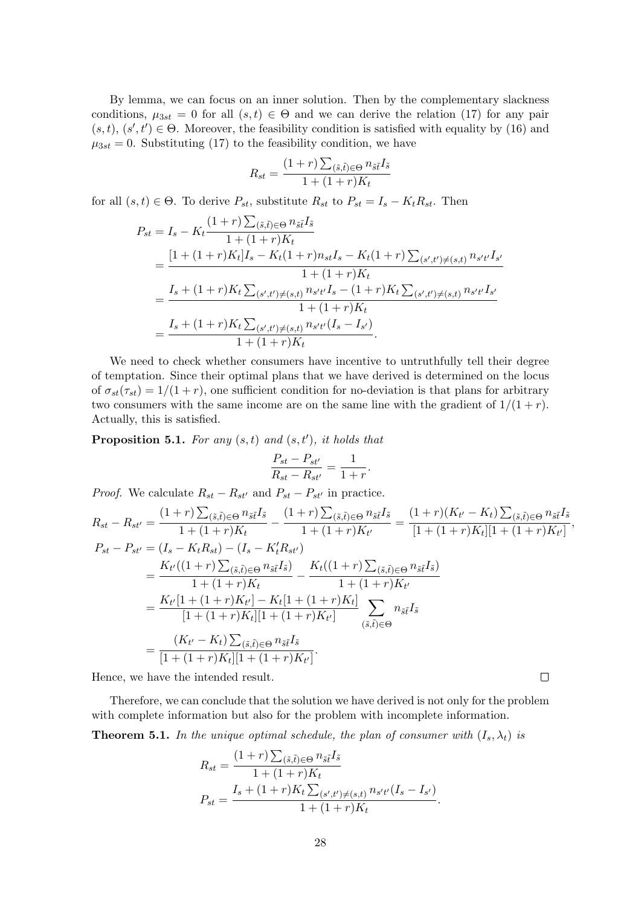By lemma, we can focus on an inner solution. Then by the complementary slackness conditions, $\mu_{3st} = 0$ for all $(s,t) \in \Theta$ and we can derive the relation (17) for any pair $(s,t)$, $(s',t') \in \Theta$. Moreover, the feasibility condition is satisfied with equality by (16) and $\mu_{3st} = 0$. Substituting (17) to the feasibility condition, we have

$$R_{st} = \frac{(1+r)\sum_{(\tilde{s},\tilde{t})\in\Theta} n_{\tilde{s}\tilde{t}} I_{\tilde{s}}}{1+(1+r)K_t}$$

for all $(s,t) \in \Theta$. To derive $P_{st}$, substitute $R_{st}$ to $P_{st} = I_s - K_t R_{st}$. Then

$$\begin{aligned}
P_{st} &= I_s - K_t \frac{(1+r)\sum_{(\tilde{s},\tilde{t})\in\Theta} n_{\tilde{s}\tilde{t}} I_{\tilde{s}}}{1+(1+r)K_t} \\
&= \frac{[1+(1+r)K_t]I_s - K_t(1+r)n_{st}I_s - K_t(1+r)\sum_{(s',t')\neq(s,t)} n_{s't'}I_{s'}}{1+(1+r)K_t} \\
&= \frac{I_s + (1+r)K_t \sum_{(s',t')\neq(s,t)} n_{s't'}I_s - (1+r)K_t \sum_{(s',t')\neq(s,t)} n_{s't'}I_{s'}}{1+(1+r)K_t} \\
&= \frac{I_s + (1+r)K_t \sum_{(s',t')\neq(s,t)} n_{s't'}(I_s - I_{s'})}{1+(1+r)K_t}.
\end{aligned}$$

We need to check whether consumers have incentive to untruthfully tell their degree of temptation. Since their optimal plans that we have derived is determined on the locus of $\sigma_{st}(\tau_{st}) = 1/(1+r)$, one sufficient condition for no-deviation is that plans for arbitrary two consumers with the same income are on the same line with the gradient of $1/(1+r)$. Actually, this is satisfied.

**Proposition 5.1.** *For any $(s,t)$ and $(s,t')$, it holds that*

$$\frac{P_{st} - P_{st'}}{R_{st} - R_{st'}} = \frac{1}{1+r}.$$

*Proof.* We calculate $R_{st} - R_{st'}$ and $P_{st} - P_{st'}$ in practice.

$$\begin{aligned}
R_{st} - R_{st'} &= \frac{(1+r)\sum_{(\tilde{s},\tilde{t})\in\Theta} n_{\tilde{s}\tilde{t}} I_{\tilde{s}}}{1+(1+r)K_t} - \frac{(1+r)\sum_{(\tilde{s},\tilde{t})\in\Theta} n_{\tilde{s}\tilde{t}} I_{\tilde{s}}}{1+(1+r)K_{t'}} = \frac{(1+r)(K_{t'} - K_t)\sum_{(\tilde{s},\tilde{t})\in\Theta} n_{\tilde{s}\tilde{t}} I_{\tilde{s}}}{[1+(1+r)K_t][1+(1+r)K_{t'}]}, \\
P_{st} - P_{st'} &= (I_s - K_t R_{st}) - (I_s - K_t' R_{st'}) \\
&= \frac{K_{t'}((1+r)\sum_{(\tilde{s},\tilde{t})\in\Theta} n_{\tilde{s}\tilde{t}} I_{\tilde{s}})}{1+(1+r)K_t} - \frac{K_t((1+r)\sum_{(\tilde{s},\tilde{t})\in\Theta} n_{\tilde{s}\tilde{t}} I_{\tilde{s}})}{1+(1+r)K_{t'}} \\
&= \frac{K_{t'}[1+(1+r)K_{t'}] - K_t[1+(1+r)K_t]}{[1+(1+r)K_t][1+(1+r)K_{t'}]} \sum_{(\tilde{s},\tilde{t})\in\Theta} n_{\tilde{s}\tilde{t}} I_{\tilde{s}} \\
&= \frac{(K_{t'} - K_t)\sum_{(\tilde{s},\tilde{t})\in\Theta} n_{\tilde{s}\tilde{t}} I_{\tilde{s}}}{[1+(1+r)K_t][1+(1+r)K_{t'}]}.
\end{aligned}$$

Hence, we have the intended result. □

Therefore, we can conclude that the solution we have derived is not only for the problem with complete information but also for the problem with incomplete information.

**Theorem 5.1.** *In the unique optimal schedule, the plan of consumer with $(I_s, \lambda_t)$ is*

$$\begin{aligned}
R_{st} &= \frac{(1+r)\sum_{(\tilde{s},\tilde{t})\in\Theta} n_{\tilde{s}\tilde{t}} I_{\tilde{s}}}{1+(1+r)K_t} \\
P_{st} &= \frac{I_s + (1+r)K_t \sum_{(s',t')\neq(s,t)} n_{s't'}(I_s - I_{s'})}{1+(1+r)K_t}.
\end{aligned}$$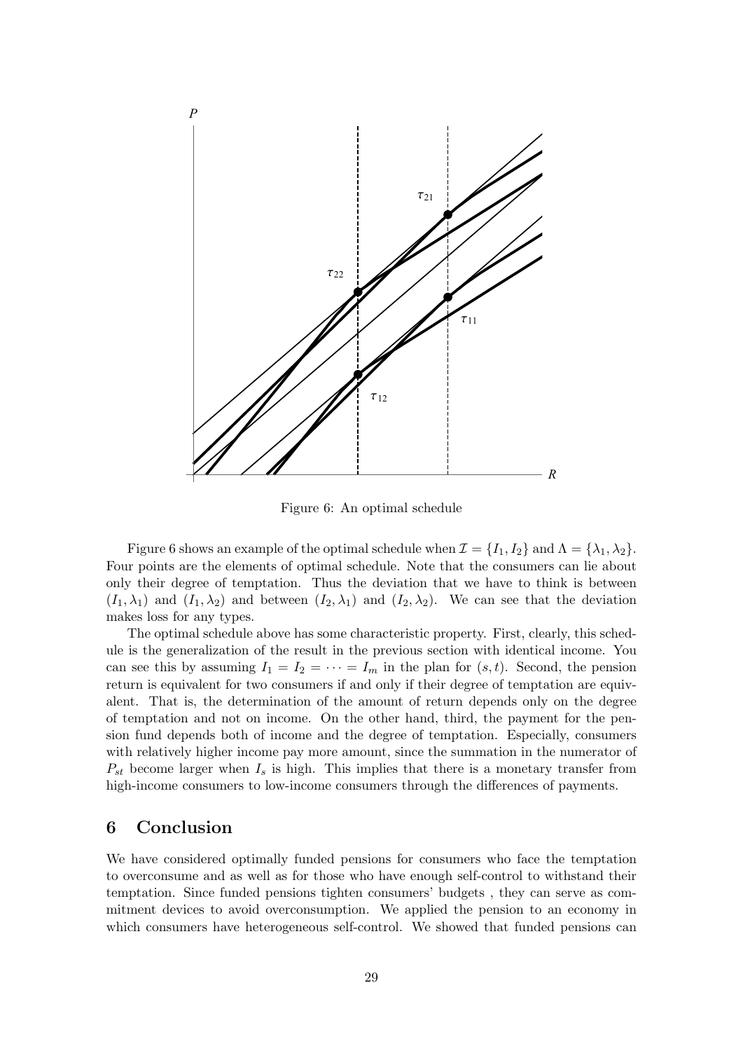Figure 6: An optimal schedule

Figure 6 shows an example of the optimal schedule when $\mathcal{I} = \{I_1, I_2\}$ and $\Lambda = \{\lambda_1, \lambda_2\}$. Four points are the elements of optimal schedule. Note that the consumers can lie about only their degree of temptation. Thus the deviation that we have to think is between $(I_1, \lambda_1)$ and $(I_1, \lambda_2)$ and between $(I_2, \lambda_1)$ and $(I_2, \lambda_2)$. We can see that the deviation makes loss for any types.

The optimal schedule above has some characteristic property. First, clearly, this schedule is the generalization of the result in the previous section with identical income. You can see this by assuming $I_1 = I_2 = \cdots = I_m$ in the plan for $(s, t)$. Second, the pension return is equivalent for two consumers if and only if their degree of temptation are equivalent. That is, the determination of the amount of return depends only on the degree of temptation and not on income. On the other hand, third, the payment for the pension fund depends both of income and the degree of temptation. Especially, consumers with relatively higher income pay more amount, since the summation in the numerator of $P_{st}$ become larger when $I_s$ is high. This implies that there is a monetary transfer from high-income consumers to low-income consumers through the differences of payments.

## 6 Conclusion

We have considered optimally funded pensions for consumers who face the temptation to overconsume and as well as for those who have enough self-control to withstand their temptation. Since funded pensions tighten consumers' budgets , they can serve as commitment devices to avoid overconsumption. We applied the pension to an economy in which consumers have heterogeneous self-control. We showed that funded pensions can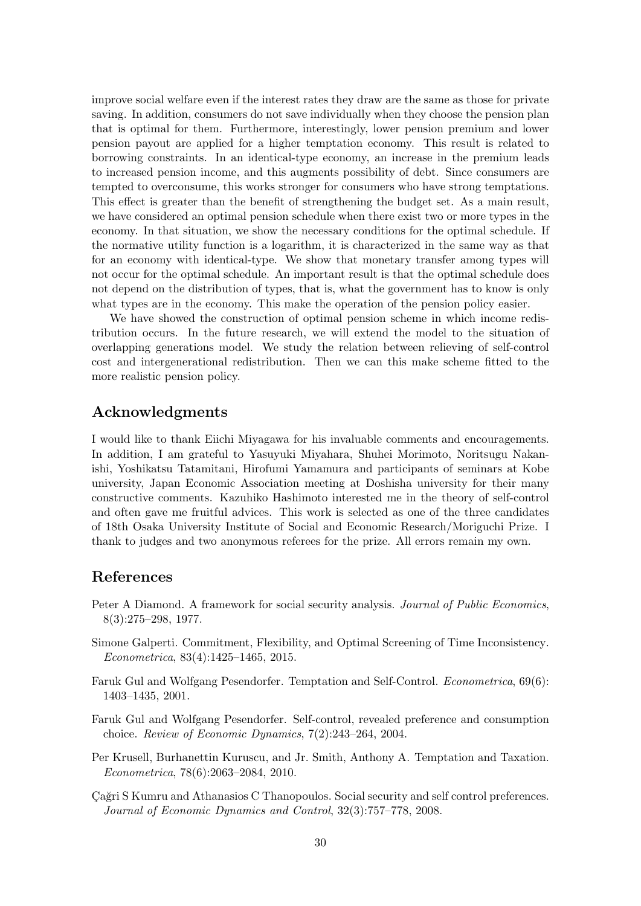improve social welfare even if the interest rates they draw are the same as those for private saving. In addition, consumers do not save individually when they choose the pension plan that is optimal for them. Furthermore, interestingly, lower pension premium and lower pension payout are applied for a higher temptation economy. This result is related to borrowing constraints. In an identical-type economy, an increase in the premium leads to increased pension income, and this augments possibility of debt. Since consumers are tempted to overconsume, this works stronger for consumers who have strong temptations. This effect is greater than the benefit of strengthening the budget set. As a main result, we have considered an optimal pension schedule when there exist two or more types in the economy. In that situation, we show the necessary conditions for the optimal schedule. If the normative utility function is a logarithm, it is characterized in the same way as that for an economy with identical-type. We show that monetary transfer among types will not occur for the optimal schedule. An important result is that the optimal schedule does not depend on the distribution of types, that is, what the government has to know is only what types are in the economy. This make the operation of the pension policy easier.

We have showed the construction of optimal pension scheme in which income redistribution occurs. In the future research, we will extend the model to the situation of overlapping generations model. We study the relation between relieving of self-control cost and intergenerational redistribution. Then we can this make scheme fitted to the more realistic pension policy.

## Acknowledgments

I would like to thank Eiichi Miyagawa for his invaluable comments and encouragements. In addition, I am grateful to Yasuyuki Miyahara, Shuhei Morimoto, Noritsugu Nakanishi, Yoshikatsu Tatamitani, Hirofumi Yamamura and participants of seminars at Kobe university, Japan Economic Association meeting at Doshisha university for their many constructive comments. Kazuhiko Hashimoto interested me in the theory of self-control and often gave me fruitful advices. This work is selected as one of the three candidates of 18th Osaka University Institute of Social and Economic Research/Moriguchi Prize. I thank to judges and two anonymous referees for the prize. All errors remain my own.

## References

Peter A Diamond. A framework for social security analysis. *Journal of Public Economics*, 8(3):275–298, 1977.

Simone Galperti. Commitment, Flexibility, and Optimal Screening of Time Inconsistency. *Econometrica*, 83(4):1425–1465, 2015.

Faruk Gul and Wolfgang Pesendorfer. Temptation and Self-Control. *Econometrica*, 69(6): 1403–1435, 2001.

Faruk Gul and Wolfgang Pesendorfer. Self-control, revealed preference and consumption choice. *Review of Economic Dynamics*, 7(2):243–264, 2004.

Per Krusell, Burhanettin Kuruscu, and Jr. Smith, Anthony A. Temptation and Taxation. *Econometrica*, 78(6):2063–2084, 2010.

Çağri S Kumru and Athanasios C Thanopoulos. Social security and self control preferences. *Journal of Economic Dynamics and Control*, 32(3):757–778, 2008.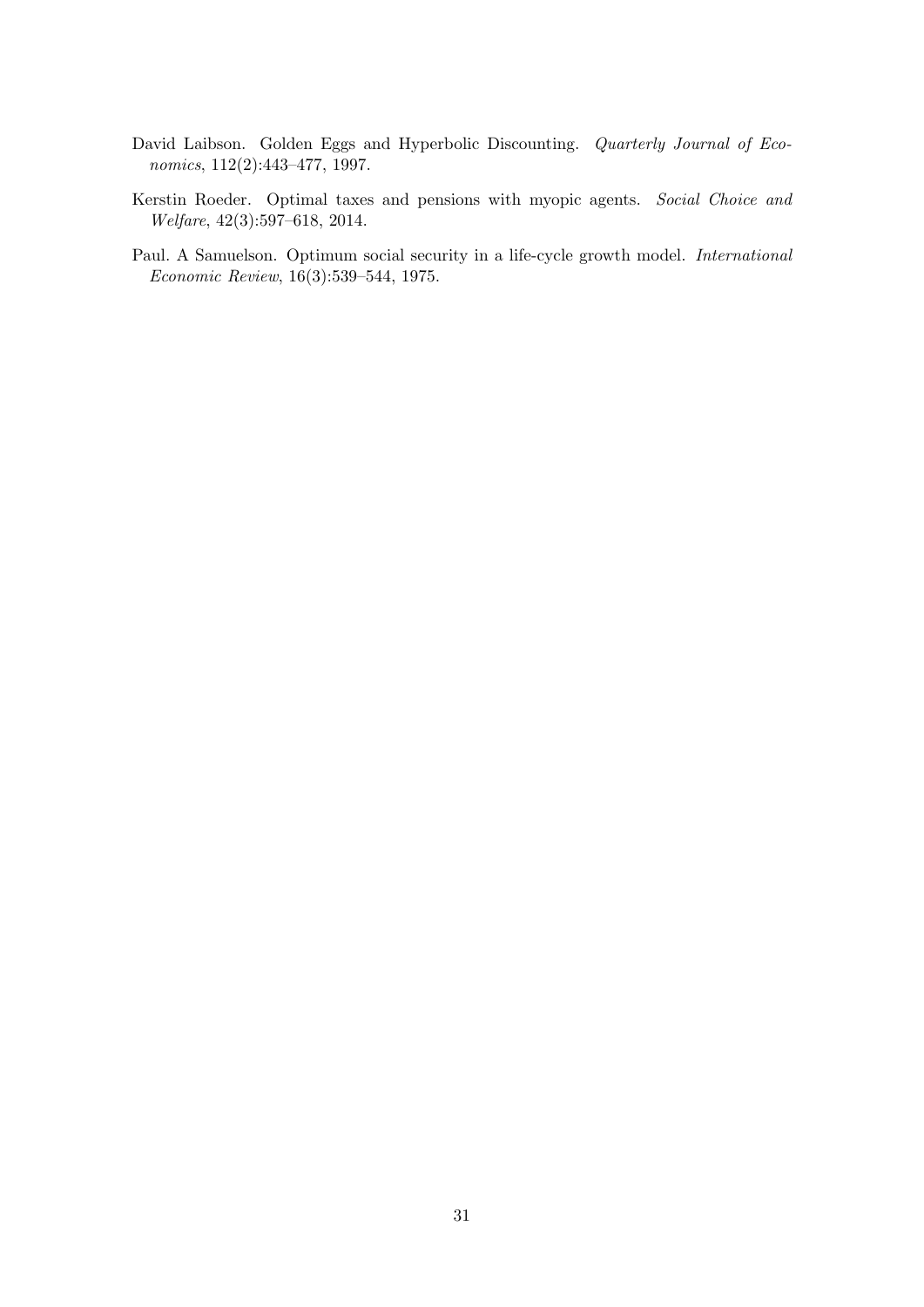David Laibson. Golden Eggs and Hyperbolic Discounting. *Quarterly Journal of Economics*, 112(2):443–477, 1997.

Kerstin Roeder. Optimal taxes and pensions with myopic agents. *Social Choice and Welfare*, 42(3):597–618, 2014.

Paul. A Samuelson. Optimum social security in a life-cycle growth model. *International Economic Review*, 16(3):539–544, 1975.